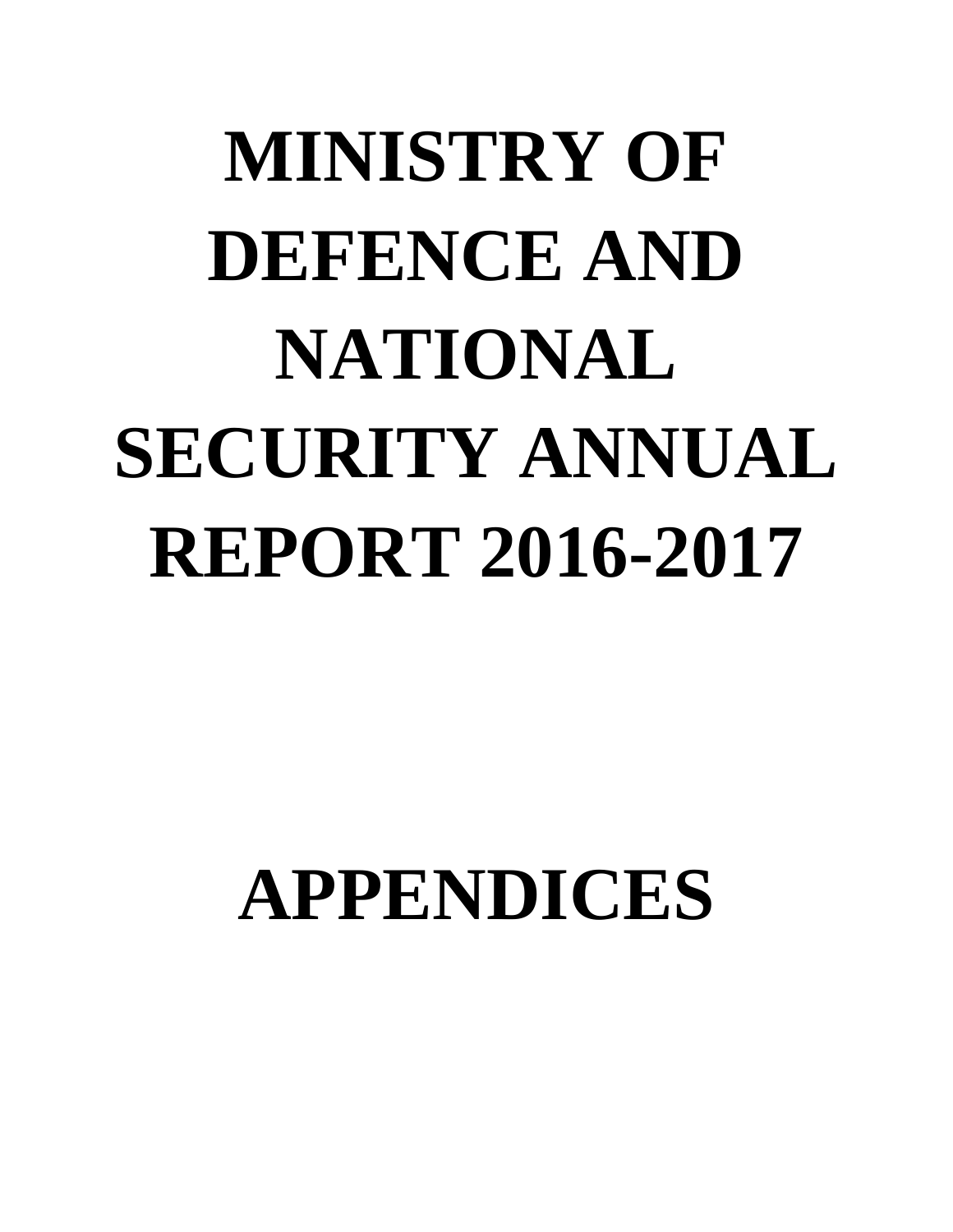# MINISTRY OF DEFENCE AND NATIONAL SECURITY ANNUAL REPORT 2016-2017

# APPENDICES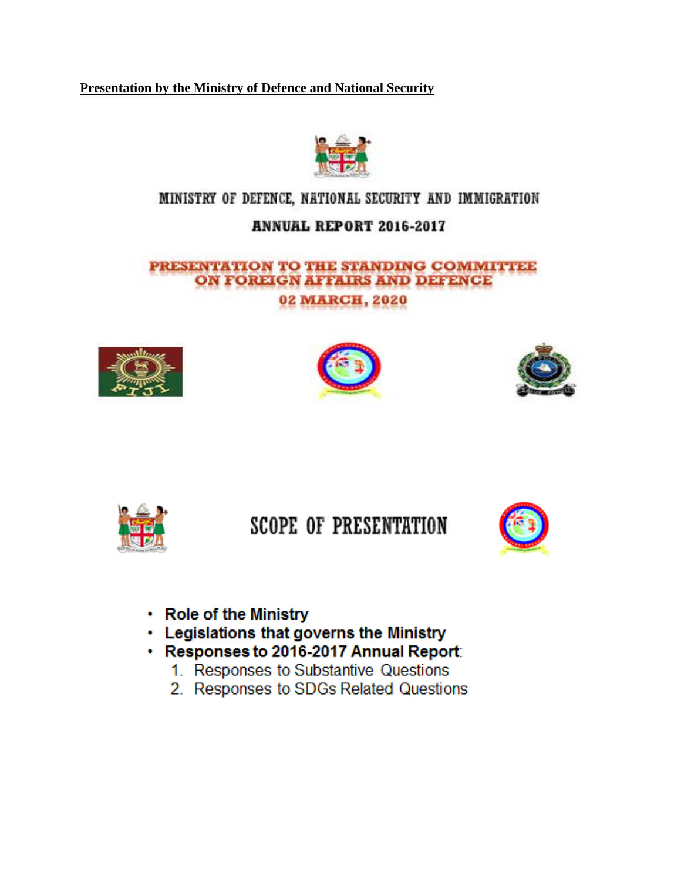**Presentation by the Ministry of Defence and National Security**

MINISTRY OF DEFENCE, NATIONAL SECURITY AND IMMIGRATION

ANNUAL REPORT 2016-2017

PRESENTATION TO THE STANDING COMMITTEE ON FOREIGN AFFAIRS AND DEFENCE

02 MARCH, 2020

## SCOPE OF PRESENTATION

- **Role of the Ministry**
- **Legislations that governs the Ministry**
- **Responses to 2016-2017 Annual Report**:
  1. Responses to Substantive Questions
  2. Responses to SDGs Related Questions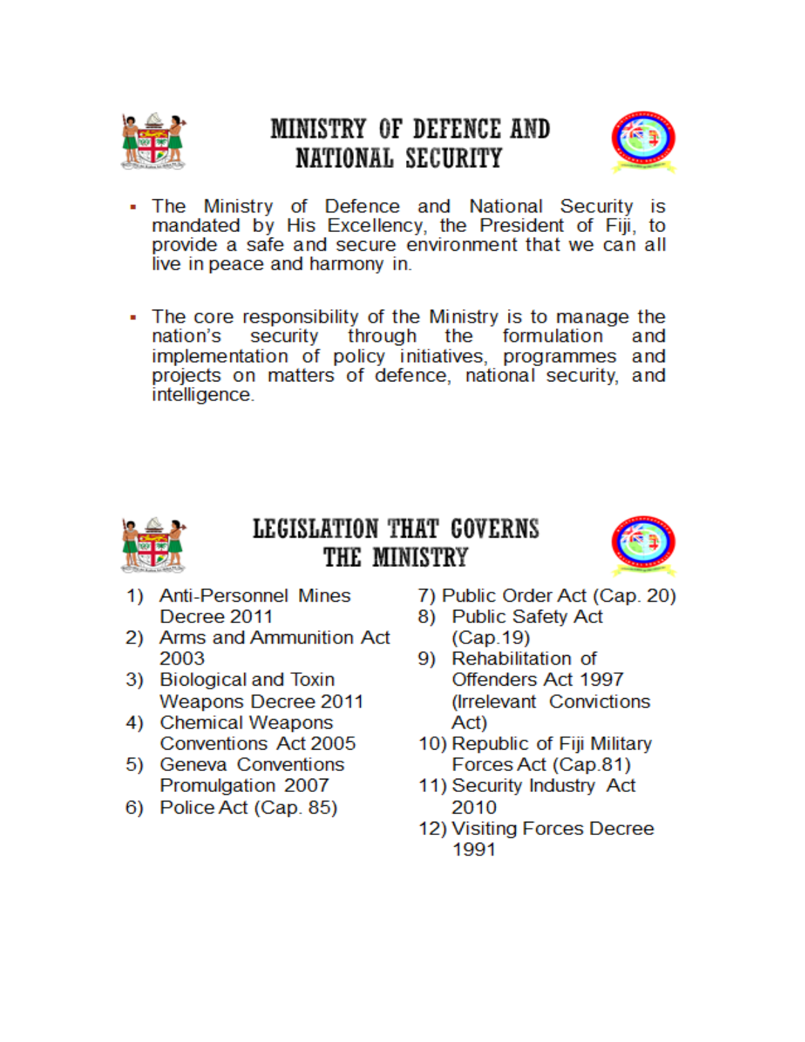# MINISTRY OF DEFENCE AND NATIONAL SECURITY

- The Ministry of Defence and National Security is mandated by His Excellency, the President of Fiji, to provide a safe and secure environment that we can all live in peace and harmony in.

- The core responsibility of the Ministry is to manage the nation's security through the formulation and implementation of policy initiatives, programmes and projects on matters of defence, national security, and intelligence.

# LEGISLATION THAT GOVERNS THE MINISTRY

1) Anti-Personnel Mines Decree 2011
2) Arms and Ammunition Act 2003
3) Biological and Toxin Weapons Decree 2011
4) Chemical Weapons Conventions Act 2005
5) Geneva Conventions Promulgation 2007
6) Police Act (Cap. 85)
7) Public Order Act (Cap. 20)
8) Public Safety Act (Cap.19)
9) Rehabilitation of Offenders Act 1997 (Irrelevant Convictions Act)
10) Republic of Fiji Military Forces Act (Cap.81)
11) Security Industry Act 2010
12) Visiting Forces Decree 1991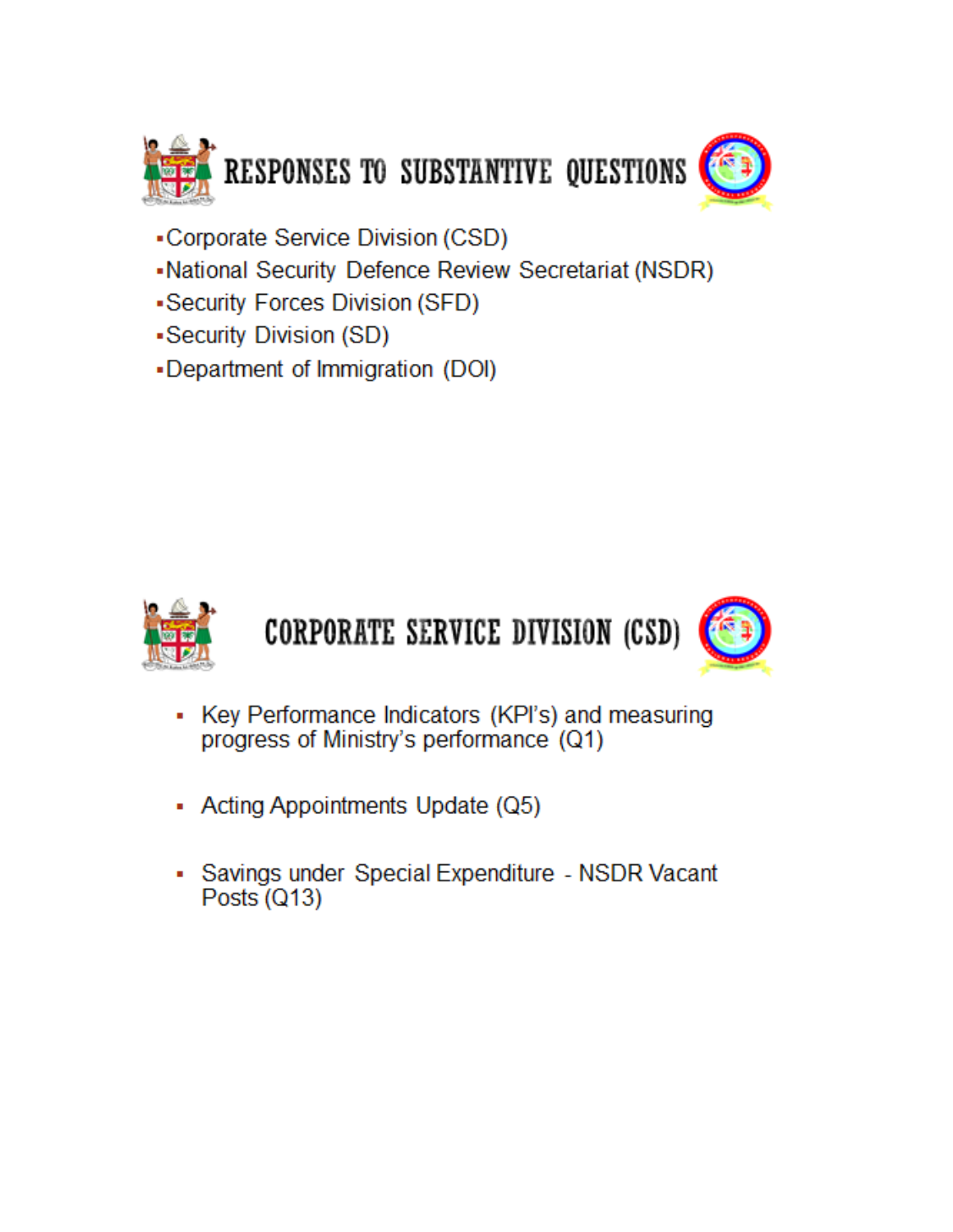# RESPONSES TO SUBSTANTIVE QUESTIONS

- Corporate Service Division (CSD)
- National Security Defence Review Secretariat (NSDR)
- Security Forces Division (SFD)
- Security Division (SD)
- Department of Immigration (DOI)

# CORPORATE SERVICE DIVISION (CSD)

- Key Performance Indicators (KPI's) and measuring progress of Ministry's performance (Q1)
- Acting Appointments Update (Q5)
- Savings under Special Expenditure - NSDR Vacant Posts (Q13)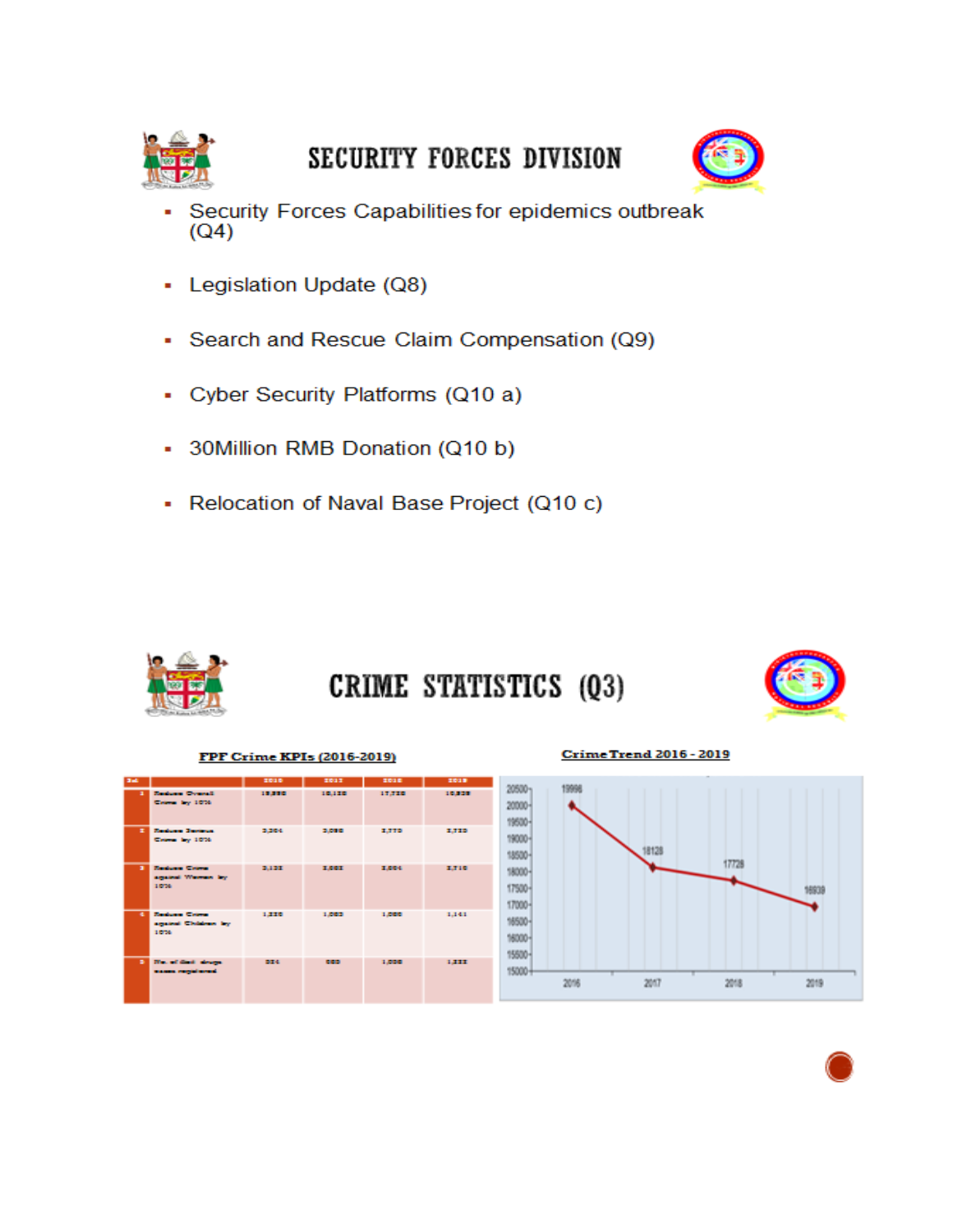# SECURITY FORCES DIVISION

- Security Forces Capabilities for epidemics outbreak (Q4)
- Legislation Update (Q8)
- Search and Rescue Claim Compensation (Q9)
- Cyber Security Platforms (Q10 a)
- 30Million RMB Donation (Q10 b)
- Relocation of Naval Base Project (Q10 c)

# CRIME STATISTICS (Q3)

**FPF Crime KPIs (2016-2019)**

| Ser |  | 2016 | 2017 | 2018 | 2019 |
|---|---|---|---|---|---|
| 1 | Reduce Overall Crime by 10% | 19,998 | 18,128 | 17,728 | 16,939 |
| 2 | Reduce Serious Crime by 10% | 3,304 | 3,090 | 2,770 | 2,720 |
| 3 | Reduce Crime against Women by 10% | 3,133 | 3,003 | 3,004 | 2,710 |
| 4 | Reduce Crime against Children by 10% | 1,330 | 1,003 | 1,000 | 1,141 |
| 5 | No. of illicit drugs cases registered | 884 | 880 | 1,006 | 1,333 |

**Crime Trend 2016 - 2019**

| Year | 2016 | 2017 | 2018 | 2019 |
|---|---|---|---|---|
| Crime | 19998 | 18128 | 17728 | 16939 |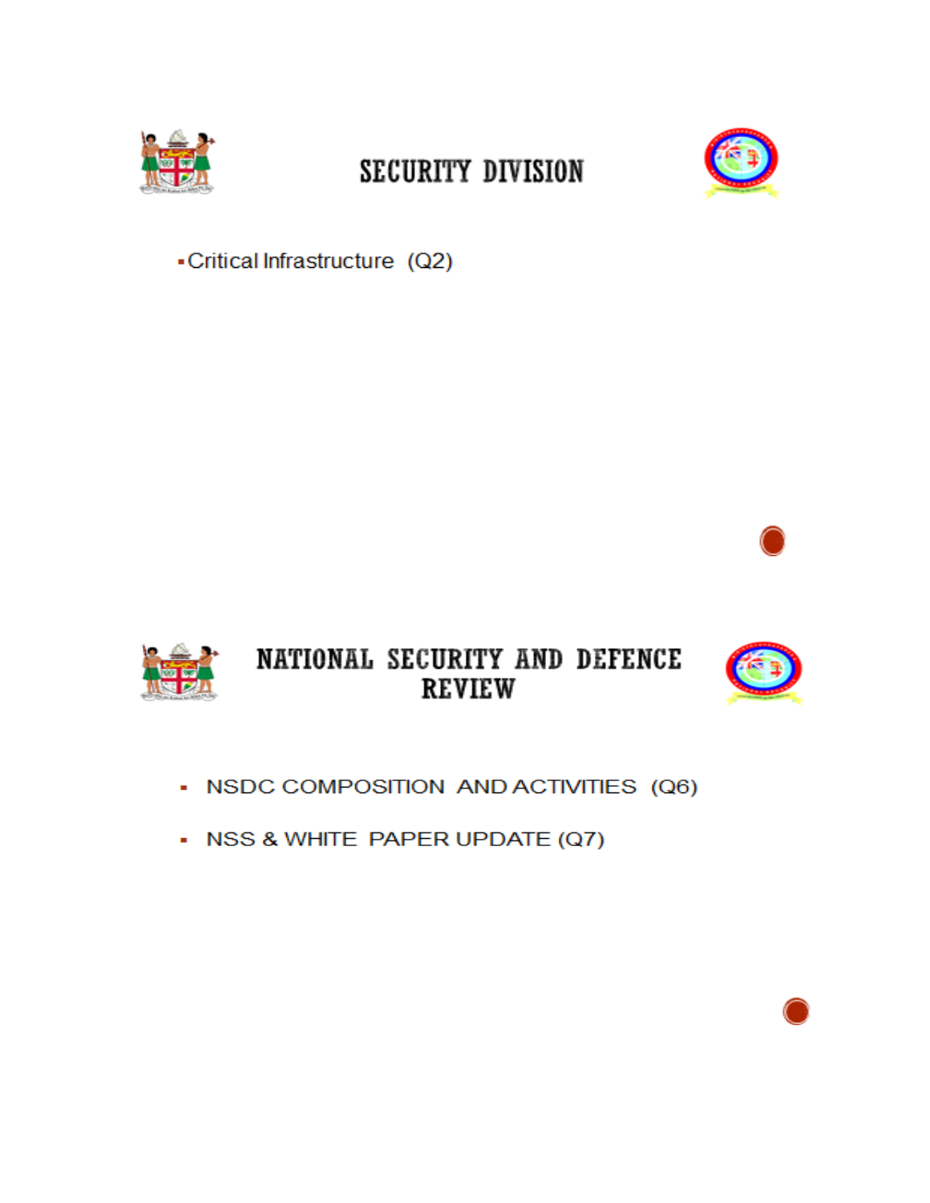## SECURITY DIVISION

- Critical Infrastructure (Q2)

## NATIONAL SECURITY AND DEFENCE REVIEW

- NSDC COMPOSITION AND ACTIVITIES (Q6)
- NSS & WHITE PAPER UPDATE (Q7)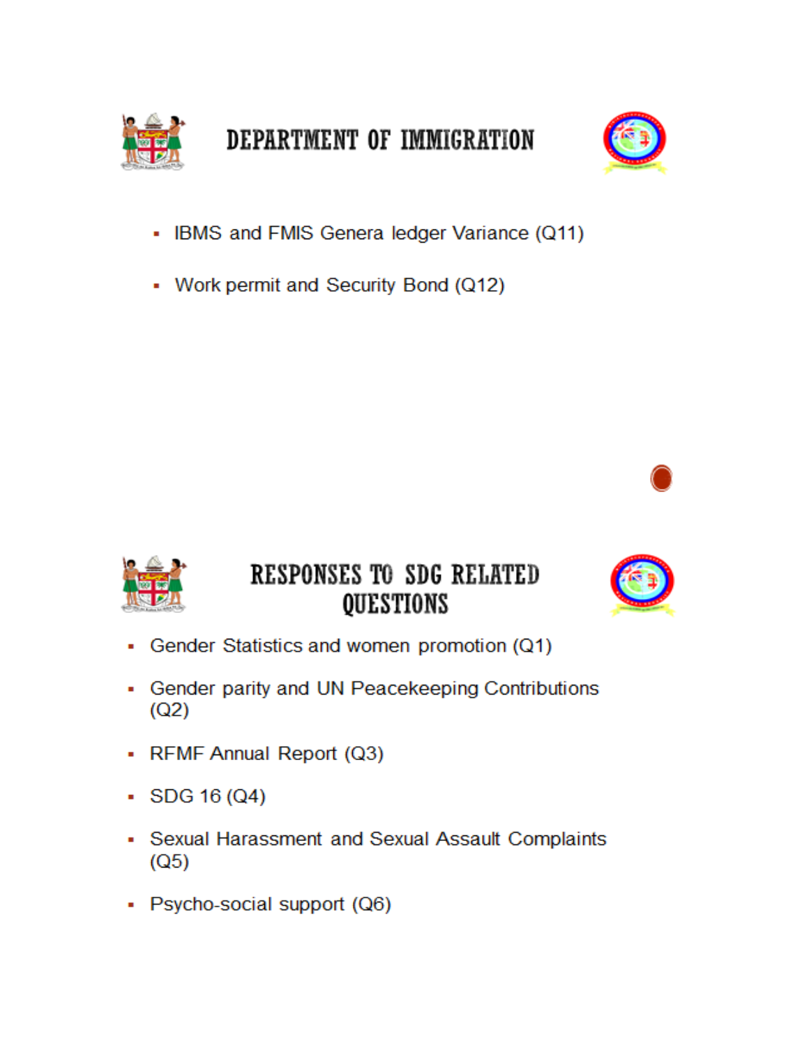# DEPARTMENT OF IMMIGRATION

- IBMS and FMIS Genera ledger Variance (Q11)
- Work permit and Security Bond (Q12)

# RESPONSES TO SDG RELATED QUESTIONS

- Gender Statistics and women promotion (Q1)
- Gender parity and UN Peacekeeping Contributions (Q2)
- RFMF Annual Report (Q3)
- SDG 16 (Q4)
- Sexual Harassment and Sexual Assault Complaints (Q5)
- Psycho-social support (Q6)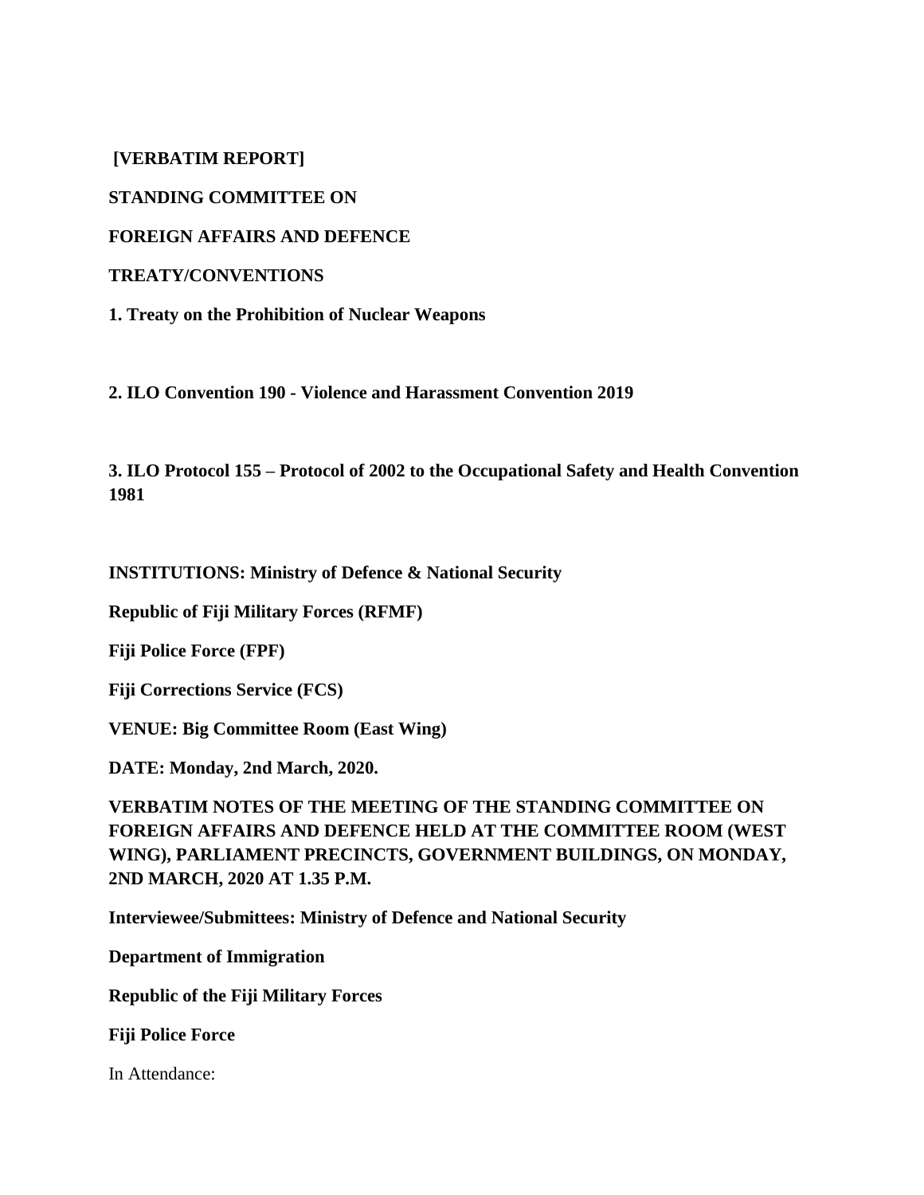**[VERBATIM REPORT]**

**STANDING COMMITTEE ON**

**FOREIGN AFFAIRS AND DEFENCE**

**TREATY/CONVENTIONS**

**1. Treaty on the Prohibition of Nuclear Weapons**

**2. ILO Convention 190 - Violence and Harassment Convention 2019**

**3. ILO Protocol 155 – Protocol of 2002 to the Occupational Safety and Health Convention 1981**

**INSTITUTIONS: Ministry of Defence & National Security**

**Republic of Fiji Military Forces (RFMF)**

**Fiji Police Force (FPF)**

**Fiji Corrections Service (FCS)**

**VENUE: Big Committee Room (East Wing)**

**DATE: Monday, 2nd March, 2020.**

**VERBATIM NOTES OF THE MEETING OF THE STANDING COMMITTEE ON FOREIGN AFFAIRS AND DEFENCE HELD AT THE COMMITTEE ROOM (WEST WING), PARLIAMENT PRECINCTS, GOVERNMENT BUILDINGS, ON MONDAY, 2ND MARCH, 2020 AT 1.35 P.M.**

**Interviewee/Submittees: Ministry of Defence and National Security**

**Department of Immigration**

**Republic of the Fiji Military Forces**

**Fiji Police Force**

In Attendance: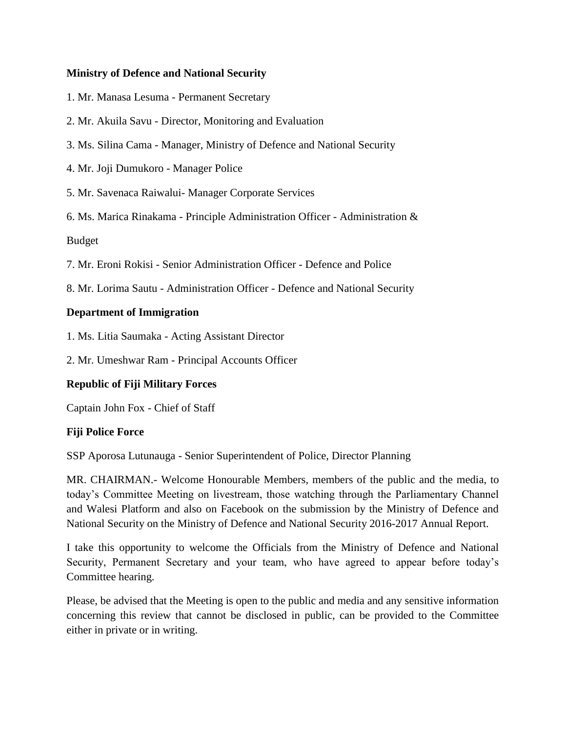**Ministry of Defence and National Security**

1. Mr. Manasa Lesuma - Permanent Secretary

2. Mr. Akuila Savu - Director, Monitoring and Evaluation

3. Ms. Silina Cama - Manager, Ministry of Defence and National Security

4. Mr. Joji Dumukoro - Manager Police

5. Mr. Savenaca Raiwalui- Manager Corporate Services

6. Ms. Marica Rinakama - Principle Administration Officer - Administration & Budget

7. Mr. Eroni Rokisi - Senior Administration Officer - Defence and Police

8. Mr. Lorima Sautu - Administration Officer - Defence and National Security

**Department of Immigration**

1. Ms. Litia Saumaka - Acting Assistant Director

2. Mr. Umeshwar Ram - Principal Accounts Officer

**Republic of Fiji Military Forces**

Captain John Fox - Chief of Staff

**Fiji Police Force**

SSP Aporosa Lutunauga - Senior Superintendent of Police, Director Planning

MR. CHAIRMAN.- Welcome Honourable Members, members of the public and the media, to today's Committee Meeting on livestream, those watching through the Parliamentary Channel and Walesi Platform and also on Facebook on the submission by the Ministry of Defence and National Security on the Ministry of Defence and National Security 2016-2017 Annual Report.

I take this opportunity to welcome the Officials from the Ministry of Defence and National Security, Permanent Secretary and your team, who have agreed to appear before today's Committee hearing.

Please, be advised that the Meeting is open to the public and media and any sensitive information concerning this review that cannot be disclosed in public, can be provided to the Committee either in private or in writing.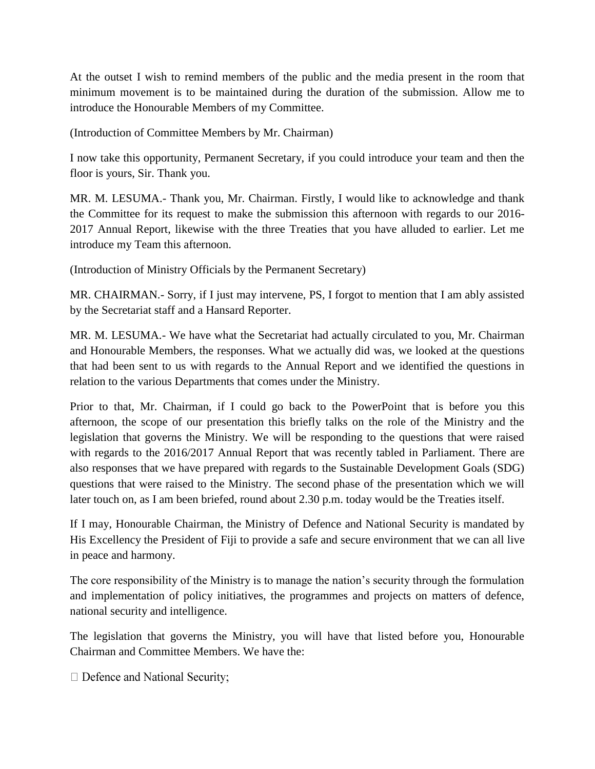At the outset I wish to remind members of the public and the media present in the room that minimum movement is to be maintained during the duration of the submission. Allow me to introduce the Honourable Members of my Committee.

(Introduction of Committee Members by Mr. Chairman)

I now take this opportunity, Permanent Secretary, if you could introduce your team and then the floor is yours, Sir. Thank you.

MR. M. LESUMA.- Thank you, Mr. Chairman. Firstly, I would like to acknowledge and thank the Committee for its request to make the submission this afternoon with regards to our 2016-2017 Annual Report, likewise with the three Treaties that you have alluded to earlier. Let me introduce my Team this afternoon.

(Introduction of Ministry Officials by the Permanent Secretary)

MR. CHAIRMAN.- Sorry, if I just may intervene, PS, I forgot to mention that I am ably assisted by the Secretariat staff and a Hansard Reporter.

MR. M. LESUMA.- We have what the Secretariat had actually circulated to you, Mr. Chairman and Honourable Members, the responses. What we actually did was, we looked at the questions that had been sent to us with regards to the Annual Report and we identified the questions in relation to the various Departments that comes under the Ministry.

Prior to that, Mr. Chairman, if I could go back to the PowerPoint that is before you this afternoon, the scope of our presentation this briefly talks on the role of the Ministry and the legislation that governs the Ministry. We will be responding to the questions that were raised with regards to the 2016/2017 Annual Report that was recently tabled in Parliament. There are also responses that we have prepared with regards to the Sustainable Development Goals (SDG) questions that were raised to the Ministry. The second phase of the presentation which we will later touch on, as I am been briefed, round about 2.30 p.m. today would be the Treaties itself.

If I may, Honourable Chairman, the Ministry of Defence and National Security is mandated by His Excellency the President of Fiji to provide a safe and secure environment that we can all live in peace and harmony.

The core responsibility of the Ministry is to manage the nation's security through the formulation and implementation of policy initiatives, the programmes and projects on matters of defence, national security and intelligence.

The legislation that governs the Ministry, you will have that listed before you, Honourable Chairman and Committee Members. We have the:

- Defence and National Security;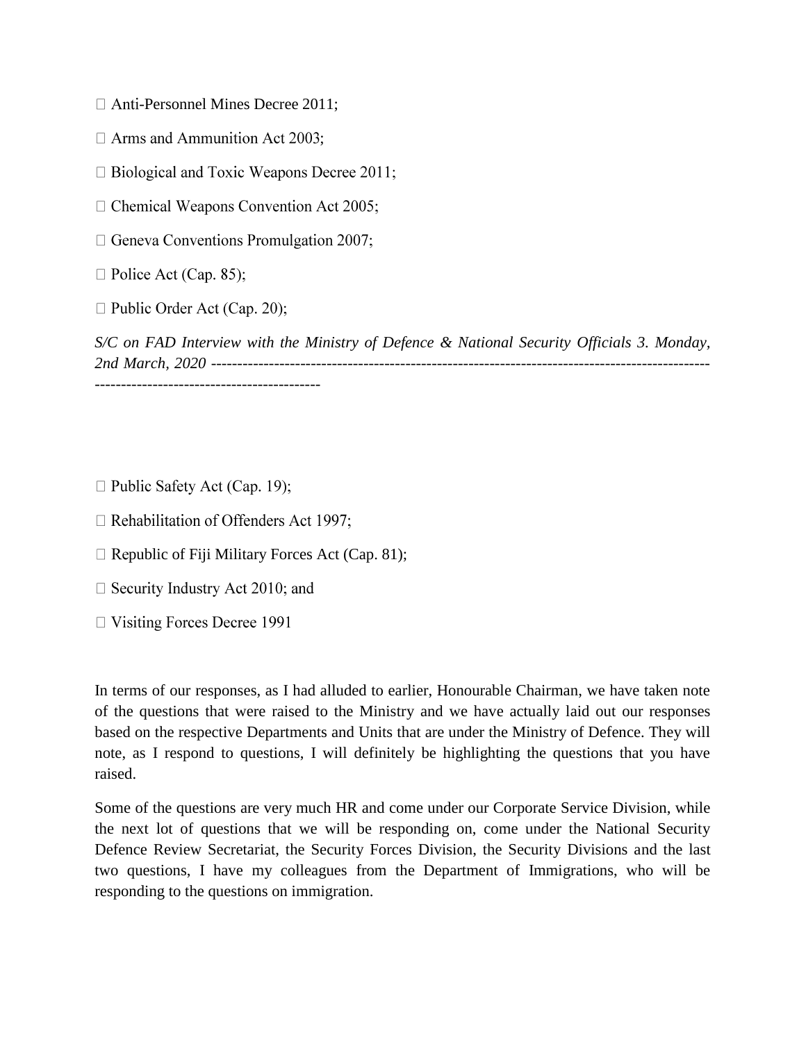- Anti-Personnel Mines Decree 2011;
- Arms and Ammunition Act 2003;
- Biological and Toxic Weapons Decree 2011;
- Chemical Weapons Convention Act 2005;
- Geneva Conventions Promulgation 2007;
- Police Act (Cap. 85);
- Public Order Act (Cap. 20);
- Public Safety Act (Cap. 19);
- Rehabilitation of Offenders Act 1997;
- Republic of Fiji Military Forces Act (Cap. 81);
- Security Industry Act 2010; and
- Visiting Forces Decree 1991

In terms of our responses, as I had alluded to earlier, Honourable Chairman, we have taken note of the questions that were raised to the Ministry and we have actually laid out our responses based on the respective Departments and Units that are under the Ministry of Defence. They will note, as I respond to questions, I will definitely be highlighting the questions that you have raised.

Some of the questions are very much HR and come under our Corporate Service Division, while the next lot of questions that we will be responding on, come under the National Security Defence Review Secretariat, the Security Forces Division, the Security Divisions and the last two questions, I have my colleagues from the Department of Immigrations, who will be responding to the questions on immigration.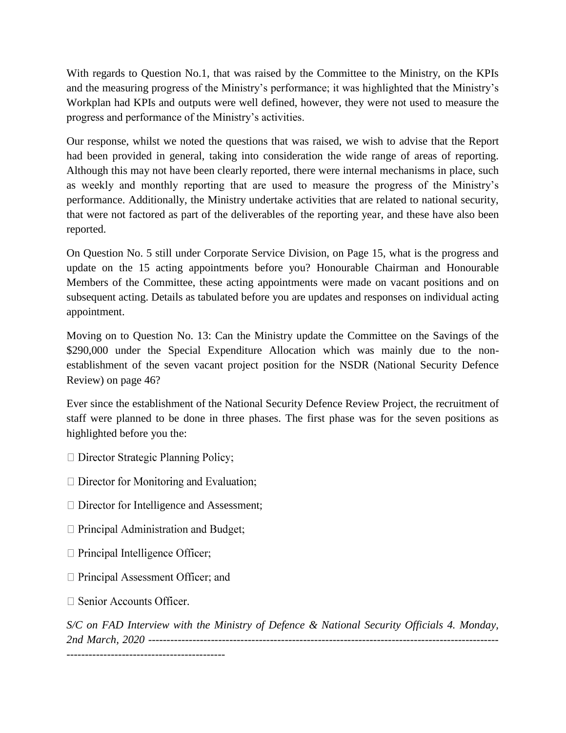With regards to Question No.1, that was raised by the Committee to the Ministry, on the KPIs and the measuring progress of the Ministry's performance; it was highlighted that the Ministry's Workplan had KPIs and outputs were well defined, however, they were not used to measure the progress and performance of the Ministry's activities.

Our response, whilst we noted the questions that was raised, we wish to advise that the Report had been provided in general, taking into consideration the wide range of areas of reporting. Although this may not have been clearly reported, there were internal mechanisms in place, such as weekly and monthly reporting that are used to measure the progress of the Ministry's performance. Additionally, the Ministry undertake activities that are related to national security, that were not factored as part of the deliverables of the reporting year, and these have also been reported.

On Question No. 5 still under Corporate Service Division, on Page 15, what is the progress and update on the 15 acting appointments before you? Honourable Chairman and Honourable Members of the Committee, these acting appointments were made on vacant positions and on subsequent acting. Details as tabulated before you are updates and responses on individual acting appointment.

Moving on to Question No. 13: Can the Ministry update the Committee on the Savings of the $290,000 under the Special Expenditure Allocation which was mainly due to the non-establishment of the seven vacant project position for the NSDR (National Security Defence Review) on page 46?

Ever since the establishment of the National Security Defence Review Project, the recruitment of staff were planned to be done in three phases. The first phase was for the seven positions as highlighted before you the:

- Director Strategic Planning Policy;
- Director for Monitoring and Evaluation;
- Director for Intelligence and Assessment;
- Principal Administration and Budget;
- Principal Intelligence Officer;
- Principal Assessment Officer; and
- Senior Accounts Officer.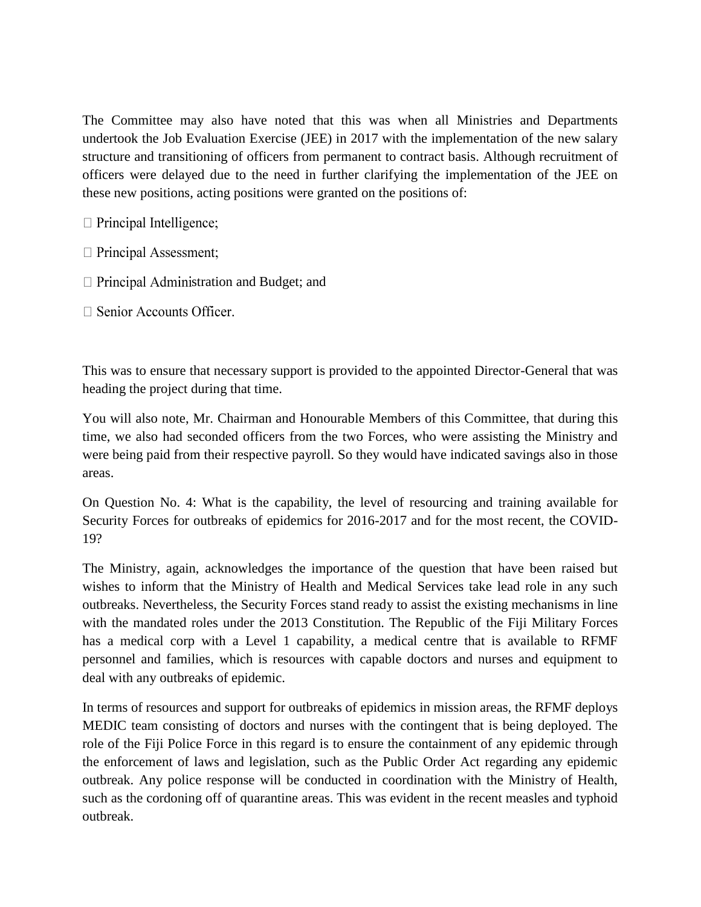The Committee may also have noted that this was when all Ministries and Departments undertook the Job Evaluation Exercise (JEE) in 2017 with the implementation of the new salary structure and transitioning of officers from permanent to contract basis. Although recruitment of officers were delayed due to the need in further clarifying the implementation of the JEE on these new positions, acting positions were granted on the positions of:

- Principal Intelligence;
- Principal Assessment;
- Principal Administration and Budget; and
- Senior Accounts Officer.

This was to ensure that necessary support is provided to the appointed Director-General that was heading the project during that time.

You will also note, Mr. Chairman and Honourable Members of this Committee, that during this time, we also had seconded officers from the two Forces, who were assisting the Ministry and were being paid from their respective payroll. So they would have indicated savings also in those areas.

On Question No. 4: What is the capability, the level of resourcing and training available for Security Forces for outbreaks of epidemics for 2016-2017 and for the most recent, the COVID-19?

The Ministry, again, acknowledges the importance of the question that have been raised but wishes to inform that the Ministry of Health and Medical Services take lead role in any such outbreaks. Nevertheless, the Security Forces stand ready to assist the existing mechanisms in line with the mandated roles under the 2013 Constitution. The Republic of the Fiji Military Forces has a medical corp with a Level 1 capability, a medical centre that is available to RFMF personnel and families, which is resources with capable doctors and nurses and equipment to deal with any outbreaks of epidemic.

In terms of resources and support for outbreaks of epidemics in mission areas, the RFMF deploys MEDIC team consisting of doctors and nurses with the contingent that is being deployed. The role of the Fiji Police Force in this regard is to ensure the containment of any epidemic through the enforcement of laws and legislation, such as the Public Order Act regarding any epidemic outbreak. Any police response will be conducted in coordination with the Ministry of Health, such as the cordoning off of quarantine areas. This was evident in the recent measles and typhoid outbreak.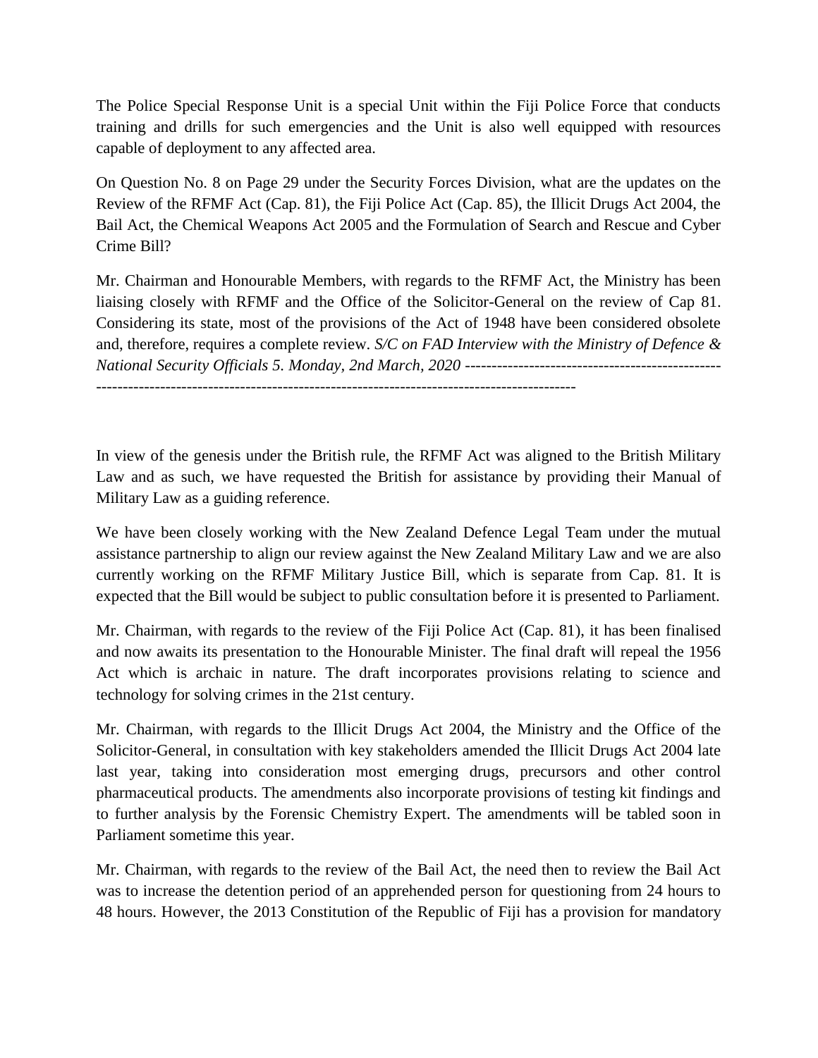The Police Special Response Unit is a special Unit within the Fiji Police Force that conducts training and drills for such emergencies and the Unit is also well equipped with resources capable of deployment to any affected area.

On Question No. 8 on Page 29 under the Security Forces Division, what are the updates on the Review of the RFMF Act (Cap. 81), the Fiji Police Act (Cap. 85), the Illicit Drugs Act 2004, the Bail Act, the Chemical Weapons Act 2005 and the Formulation of Search and Rescue and Cyber Crime Bill?

Mr. Chairman and Honourable Members, with regards to the RFMF Act, the Ministry has been liaising closely with RFMF and the Office of the Solicitor-General on the review of Cap 81. Considering its state, most of the provisions of the Act of 1948 have been considered obsolete and, therefore, requires a complete review.

In view of the genesis under the British rule, the RFMF Act was aligned to the British Military Law and as such, we have requested the British for assistance by providing their Manual of Military Law as a guiding reference.

We have been closely working with the New Zealand Defence Legal Team under the mutual assistance partnership to align our review against the New Zealand Military Law and we are also currently working on the RFMF Military Justice Bill, which is separate from Cap. 81. It is expected that the Bill would be subject to public consultation before it is presented to Parliament.

Mr. Chairman, with regards to the review of the Fiji Police Act (Cap. 81), it has been finalised and now awaits its presentation to the Honourable Minister. The final draft will repeal the 1956 Act which is archaic in nature. The draft incorporates provisions relating to science and technology for solving crimes in the 21st century.

Mr. Chairman, with regards to the Illicit Drugs Act 2004, the Ministry and the Office of the Solicitor-General, in consultation with key stakeholders amended the Illicit Drugs Act 2004 late last year, taking into consideration most emerging drugs, precursors and other control pharmaceutical products. The amendments also incorporate provisions of testing kit findings and to further analysis by the Forensic Chemistry Expert. The amendments will be tabled soon in Parliament sometime this year.

Mr. Chairman, with regards to the review of the Bail Act, the need then to review the Bail Act was to increase the detention period of an apprehended person for questioning from 24 hours to 48 hours. However, the 2013 Constitution of the Republic of Fiji has a provision for mandatory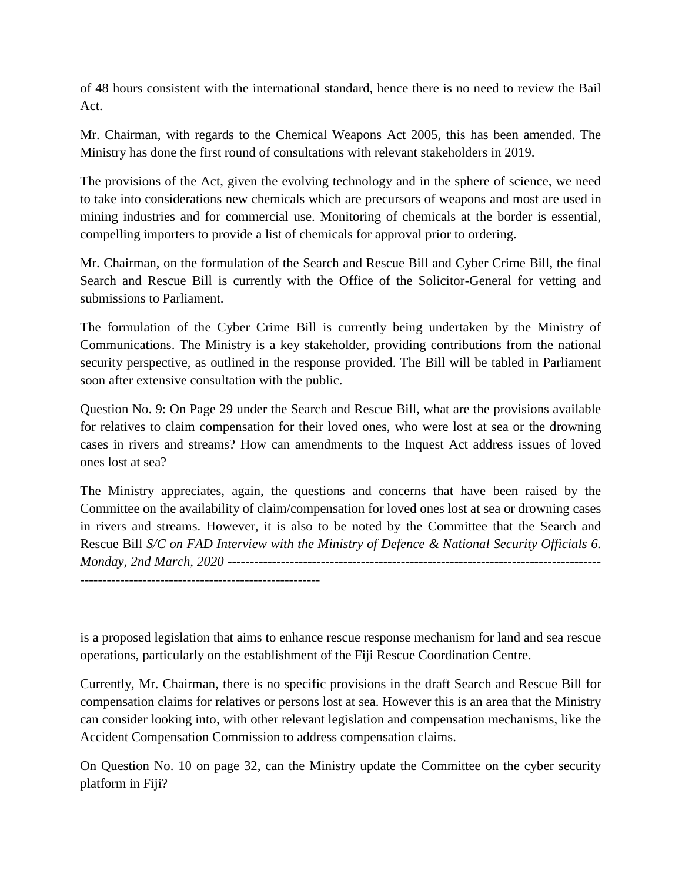of 48 hours consistent with the international standard, hence there is no need to review the Bail Act.

Mr. Chairman, with regards to the Chemical Weapons Act 2005, this has been amended. The Ministry has done the first round of consultations with relevant stakeholders in 2019.

The provisions of the Act, given the evolving technology and in the sphere of science, we need to take into considerations new chemicals which are precursors of weapons and most are used in mining industries and for commercial use. Monitoring of chemicals at the border is essential, compelling importers to provide a list of chemicals for approval prior to ordering.

Mr. Chairman, on the formulation of the Search and Rescue Bill and Cyber Crime Bill, the final Search and Rescue Bill is currently with the Office of the Solicitor-General for vetting and submissions to Parliament.

The formulation of the Cyber Crime Bill is currently being undertaken by the Ministry of Communications. The Ministry is a key stakeholder, providing contributions from the national security perspective, as outlined in the response provided. The Bill will be tabled in Parliament soon after extensive consultation with the public.

Question No. 9: On Page 29 under the Search and Rescue Bill, what are the provisions available for relatives to claim compensation for their loved ones, who were lost at sea or the drowning cases in rivers and streams? How can amendments to the Inquest Act address issues of loved ones lost at sea?

The Ministry appreciates, again, the questions and concerns that have been raised by the Committee on the availability of claim/compensation for loved ones lost at sea or drowning cases in rivers and streams. However, it is also to be noted by the Committee that the Search and Rescue Bill is a proposed legislation that aims to enhance rescue response mechanism for land and sea rescue operations, particularly on the establishment of the Fiji Rescue Coordination Centre.

Currently, Mr. Chairman, there is no specific provisions in the draft Search and Rescue Bill for compensation claims for relatives or persons lost at sea. However this is an area that the Ministry can consider looking into, with other relevant legislation and compensation mechanisms, like the Accident Compensation Commission to address compensation claims.

On Question No. 10 on page 32, can the Ministry update the Committee on the cyber security platform in Fiji?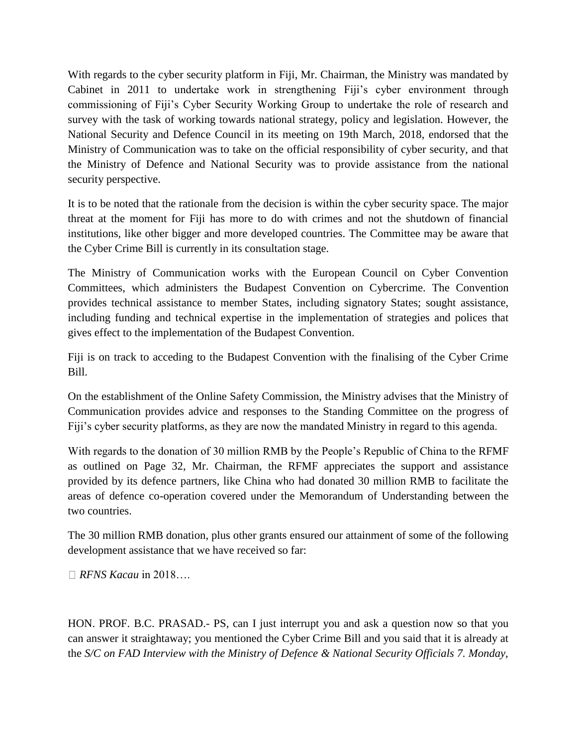With regards to the cyber security platform in Fiji, Mr. Chairman, the Ministry was mandated by Cabinet in 2011 to undertake work in strengthening Fiji's cyber environment through commissioning of Fiji's Cyber Security Working Group to undertake the role of research and survey with the task of working towards national strategy, policy and legislation. However, the National Security and Defence Council in its meeting on 19th March, 2018, endorsed that the Ministry of Communication was to take on the official responsibility of cyber security, and that the Ministry of Defence and National Security was to provide assistance from the national security perspective.

It is to be noted that the rationale from the decision is within the cyber security space. The major threat at the moment for Fiji has more to do with crimes and not the shutdown of financial institutions, like other bigger and more developed countries. The Committee may be aware that the Cyber Crime Bill is currently in its consultation stage.

The Ministry of Communication works with the European Council on Cyber Convention Committees, which administers the Budapest Convention on Cybercrime. The Convention provides technical assistance to member States, including signatory States; sought assistance, including funding and technical expertise in the implementation of strategies and polices that gives effect to the implementation of the Budapest Convention.

Fiji is on track to acceding to the Budapest Convention with the finalising of the Cyber Crime Bill.

On the establishment of the Online Safety Commission, the Ministry advises that the Ministry of Communication provides advice and responses to the Standing Committee on the progress of Fiji's cyber security platforms, as they are now the mandated Ministry in regard to this agenda.

With regards to the donation of 30 million RMB by the People's Republic of China to the RFMF as outlined on Page 32, Mr. Chairman, the RFMF appreciates the support and assistance provided by its defence partners, like China who had donated 30 million RMB to facilitate the areas of defence co-operation covered under the Memorandum of Understanding between the two countries.

The 30 million RMB donation, plus other grants ensured our attainment of some of the following development assistance that we have received so far:

- *RFNS Kacau* in 2018….

HON. PROF. B.C. PRASAD.- PS, can I just interrupt you and ask a question now so that you can answer it straightaway; you mentioned the Cyber Crime Bill and you said that it is already at the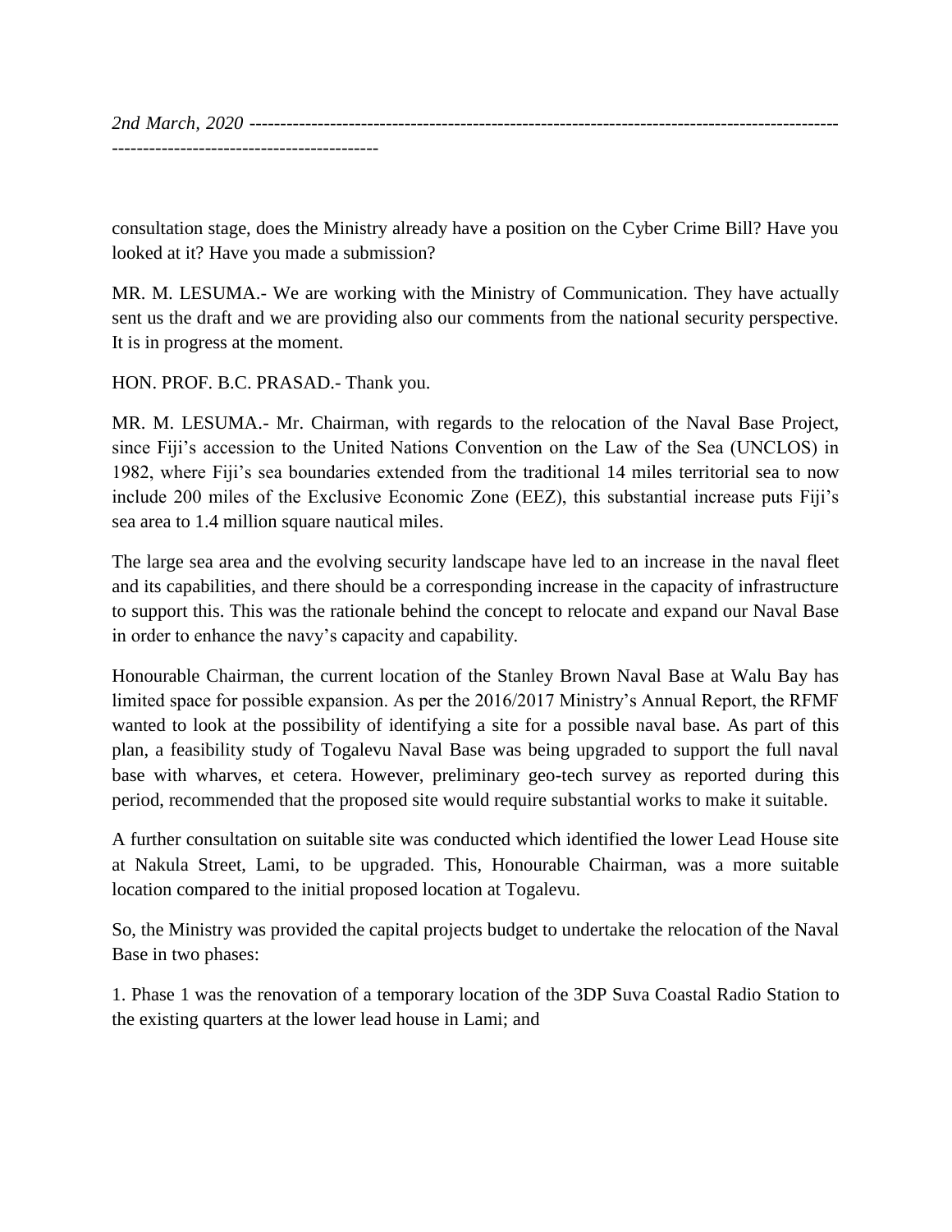consultation stage, does the Ministry already have a position on the Cyber Crime Bill? Have you looked at it? Have you made a submission?

MR. M. LESUMA.- We are working with the Ministry of Communication. They have actually sent us the draft and we are providing also our comments from the national security perspective. It is in progress at the moment.

HON. PROF. B.C. PRASAD.- Thank you.

MR. M. LESUMA.- Mr. Chairman, with regards to the relocation of the Naval Base Project, since Fiji's accession to the United Nations Convention on the Law of the Sea (UNCLOS) in 1982, where Fiji's sea boundaries extended from the traditional 14 miles territorial sea to now include 200 miles of the Exclusive Economic Zone (EEZ), this substantial increase puts Fiji's sea area to 1.4 million square nautical miles.

The large sea area and the evolving security landscape have led to an increase in the naval fleet and its capabilities, and there should be a corresponding increase in the capacity of infrastructure to support this. This was the rationale behind the concept to relocate and expand our Naval Base in order to enhance the navy's capacity and capability.

Honourable Chairman, the current location of the Stanley Brown Naval Base at Walu Bay has limited space for possible expansion. As per the 2016/2017 Ministry's Annual Report, the RFMF wanted to look at the possibility of identifying a site for a possible naval base. As part of this plan, a feasibility study of Togalevu Naval Base was being upgraded to support the full naval base with wharves, et cetera. However, preliminary geo-tech survey as reported during this period, recommended that the proposed site would require substantial works to make it suitable.

A further consultation on suitable site was conducted which identified the lower Lead House site at Nakula Street, Lami, to be upgraded. This, Honourable Chairman, was a more suitable location compared to the initial proposed location at Togalevu.

So, the Ministry was provided the capital projects budget to undertake the relocation of the Naval Base in two phases:

1. Phase 1 was the renovation of a temporary location of the 3DP Suva Coastal Radio Station to the existing quarters at the lower lead house in Lami; and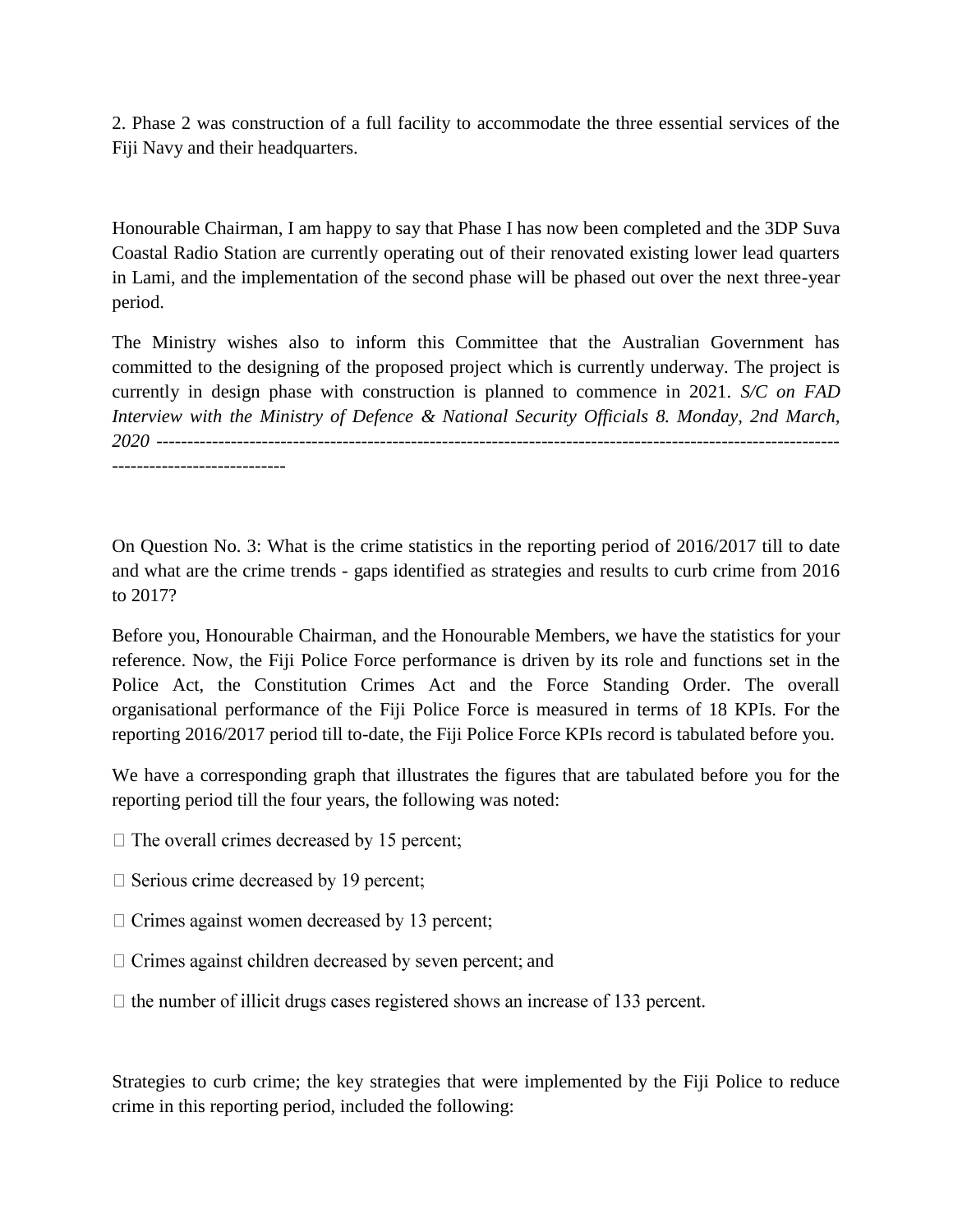2. Phase 2 was construction of a full facility to accommodate the three essential services of the Fiji Navy and their headquarters.

Honourable Chairman, I am happy to say that Phase I has now been completed and the 3DP Suva Coastal Radio Station are currently operating out of their renovated existing lower lead quarters in Lami, and the implementation of the second phase will be phased out over the next three-year period.

The Ministry wishes also to inform this Committee that the Australian Government has committed to the designing of the proposed project which is currently underway. The project is currently in design phase with construction is planned to commence in 2021. *S/C on FAD Interview with the Ministry of Defence & National Security Officials 8. Monday, 2nd March, 2020* ----------------------------------------------------------------------------------------------------------------------------------------

On Question No. 3: What is the crime statistics in the reporting period of 2016/2017 till to date and what are the crime trends - gaps identified as strategies and results to curb crime from 2016 to 2017?

Before you, Honourable Chairman, and the Honourable Members, we have the statistics for your reference. Now, the Fiji Police Force performance is driven by its role and functions set in the Police Act, the Constitution Crimes Act and the Force Standing Order. The overall organisational performance of the Fiji Police Force is measured in terms of 18 KPIs. For the reporting 2016/2017 period till to-date, the Fiji Police Force KPIs record is tabulated before you.

We have a corresponding graph that illustrates the figures that are tabulated before you for the reporting period till the four years, the following was noted:

- The overall crimes decreased by 15 percent;
- Serious crime decreased by 19 percent;
- Crimes against women decreased by 13 percent;
- Crimes against children decreased by seven percent; and
- the number of illicit drugs cases registered shows an increase of 133 percent.

Strategies to curb crime; the key strategies that were implemented by the Fiji Police to reduce crime in this reporting period, included the following: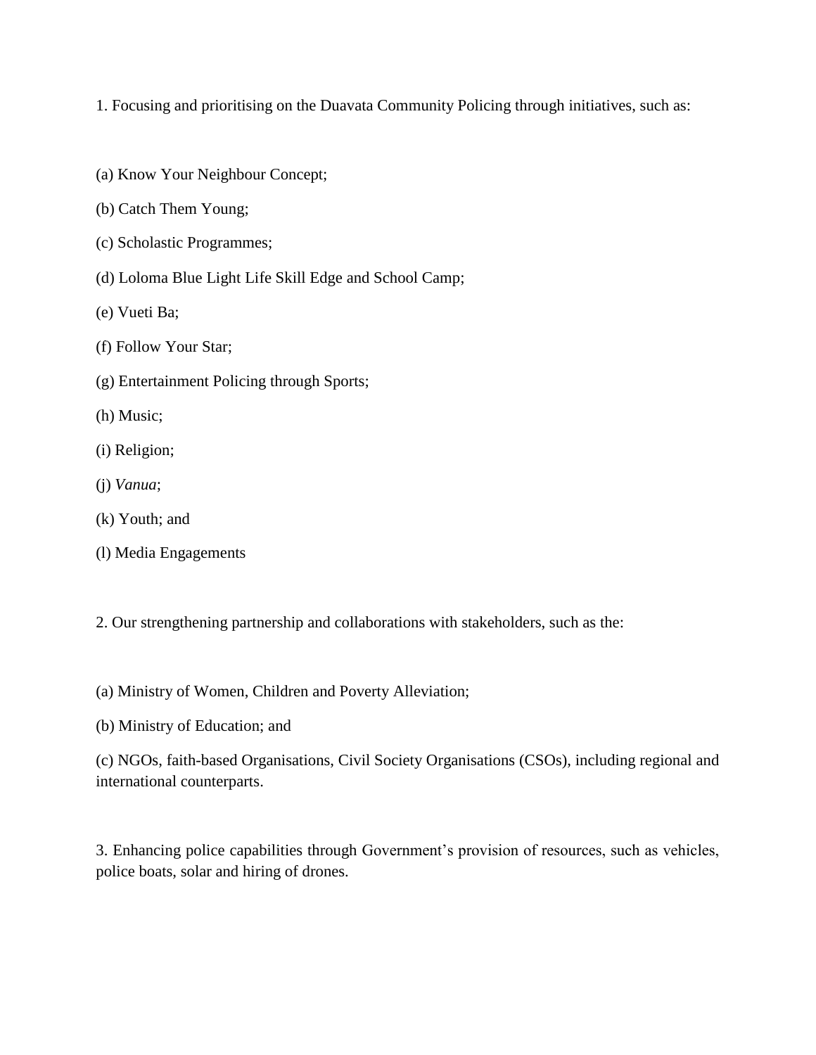1. Focusing and prioritising on the Duavata Community Policing through initiatives, such as:

(a) Know Your Neighbour Concept;

(b) Catch Them Young;

(c) Scholastic Programmes;

(d) Loloma Blue Light Life Skill Edge and School Camp;

(e) Vueti Ba;

(f) Follow Your Star;

(g) Entertainment Policing through Sports;

(h) Music;

(i) Religion;

(j) *Vanua*;

(k) Youth; and

(l) Media Engagements

2. Our strengthening partnership and collaborations with stakeholders, such as the:

(a) Ministry of Women, Children and Poverty Alleviation;

(b) Ministry of Education; and

(c) NGOs, faith-based Organisations, Civil Society Organisations (CSOs), including regional and international counterparts.

3. Enhancing police capabilities through Government's provision of resources, such as vehicles, police boats, solar and hiring of drones.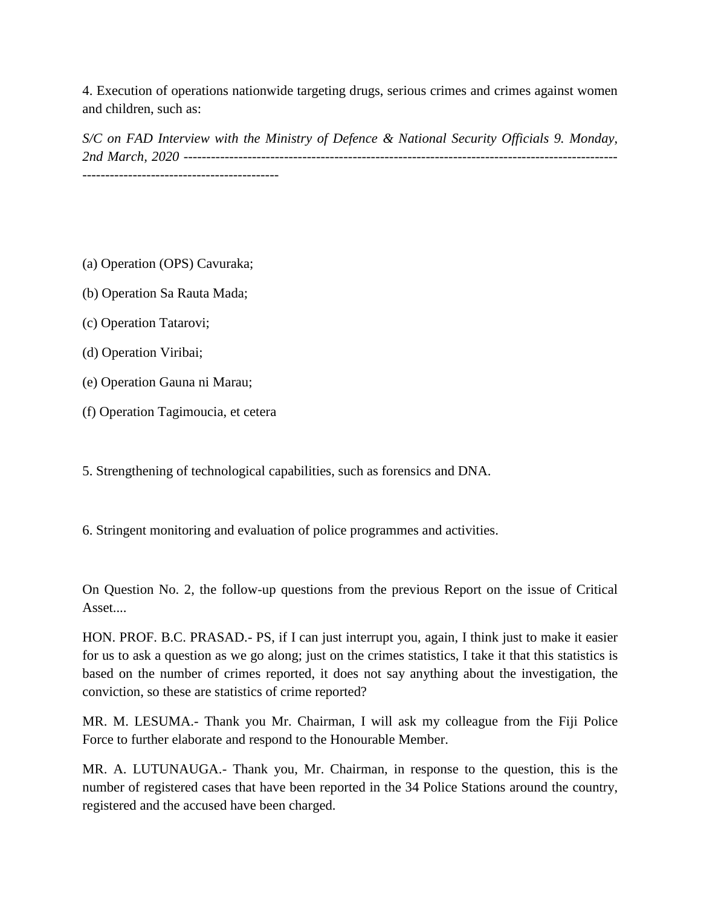4. Execution of operations nationwide targeting drugs, serious crimes and crimes against women and children, such as:

(a) Operation (OPS) Cavuraka;

(b) Operation Sa Rauta Mada;

(c) Operation Tatarovi;

(d) Operation Viribai;

(e) Operation Gauna ni Marau;

(f) Operation Tagimoucia, et cetera

5. Strengthening of technological capabilities, such as forensics and DNA.

6. Stringent monitoring and evaluation of police programmes and activities.

On Question No. 2, the follow-up questions from the previous Report on the issue of Critical Asset....

HON. PROF. B.C. PRASAD.- PS, if I can just interrupt you, again, I think just to make it easier for us to ask a question as we go along; just on the crimes statistics, I take it that this statistics is based on the number of crimes reported, it does not say anything about the investigation, the conviction, so these are statistics of crime reported?

MR. M. LESUMA.- Thank you Mr. Chairman, I will ask my colleague from the Fiji Police Force to further elaborate and respond to the Honourable Member.

MR. A. LUTUNAUGA.- Thank you, Mr. Chairman, in response to the question, this is the number of registered cases that have been reported in the 34 Police Stations around the country, registered and the accused have been charged.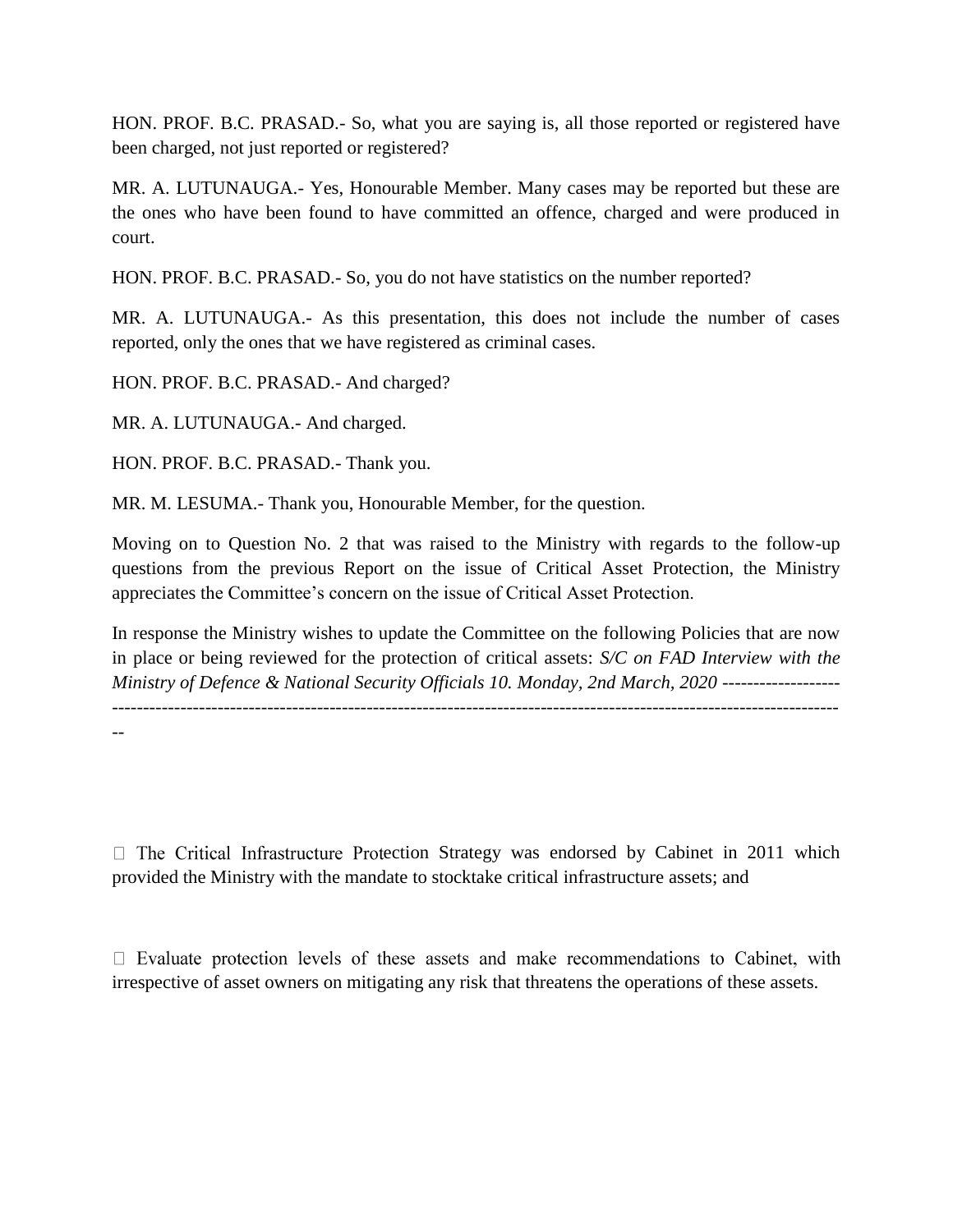HON. PROF. B.C. PRASAD.- So, what you are saying is, all those reported or registered have been charged, not just reported or registered?

MR. A. LUTUNAUGA.- Yes, Honourable Member. Many cases may be reported but these are the ones who have been found to have committed an offence, charged and were produced in court.

HON. PROF. B.C. PRASAD.- So, you do not have statistics on the number reported?

MR. A. LUTUNAUGA.- As this presentation, this does not include the number of cases reported, only the ones that we have registered as criminal cases.

HON. PROF. B.C. PRASAD.- And charged?

MR. A. LUTUNAUGA.- And charged.

HON. PROF. B.C. PRASAD.- Thank you.

MR. M. LESUMA.- Thank you, Honourable Member, for the question.

Moving on to Question No. 2 that was raised to the Ministry with regards to the follow-up questions from the previous Report on the issue of Critical Asset Protection, the Ministry appreciates the Committee's concern on the issue of Critical Asset Protection.

In response the Ministry wishes to update the Committee on the following Policies that are now in place or being reviewed for the protection of critical assets:

- The Critical Infrastructure Protection Strategy was endorsed by Cabinet in 2011 which provided the Ministry with the mandate to stocktake critical infrastructure assets; and

- Evaluate protection levels of these assets and make recommendations to Cabinet, with irrespective of asset owners on mitigating any risk that threatens the operations of these assets.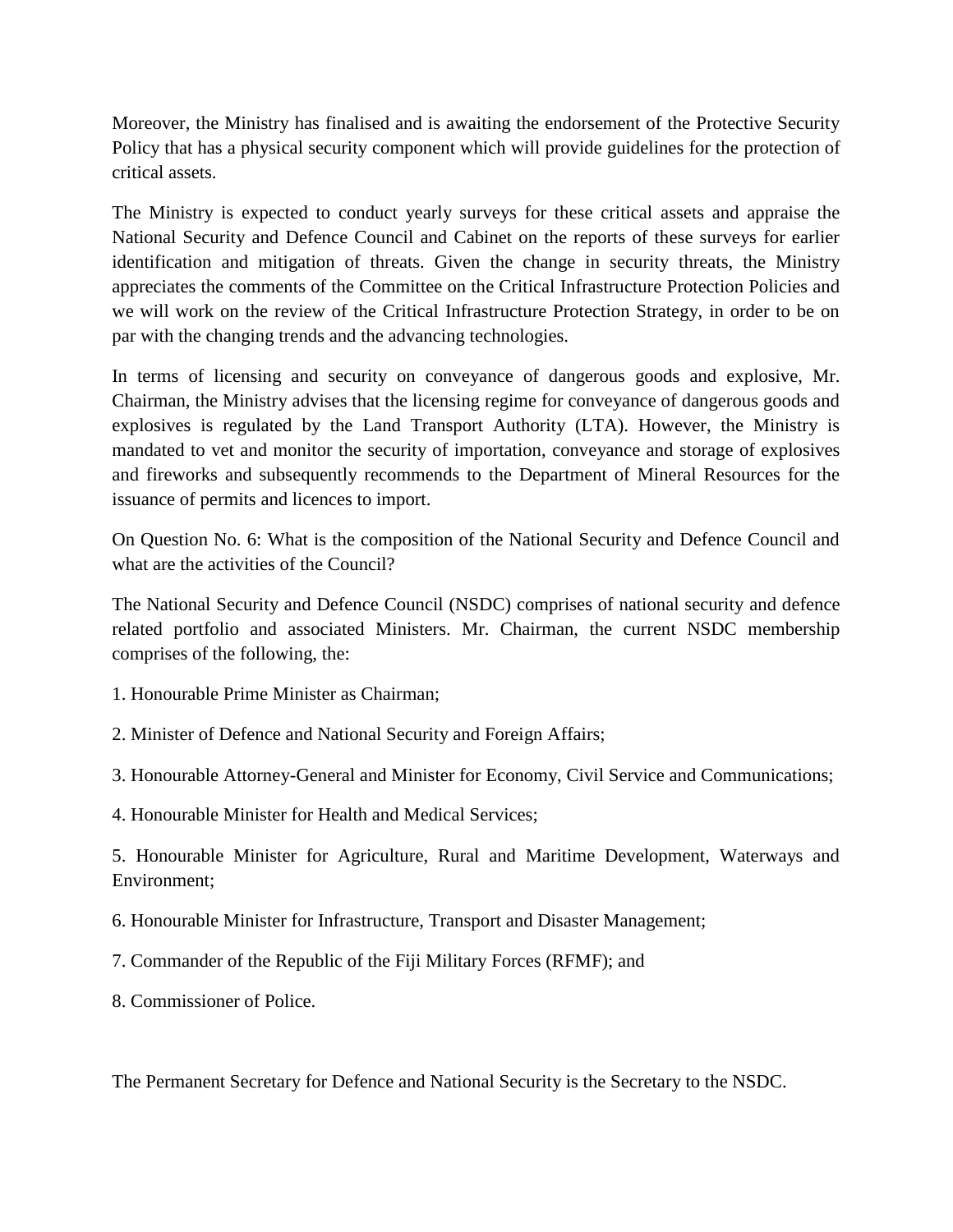Moreover, the Ministry has finalised and is awaiting the endorsement of the Protective Security Policy that has a physical security component which will provide guidelines for the protection of critical assets.

The Ministry is expected to conduct yearly surveys for these critical assets and appraise the National Security and Defence Council and Cabinet on the reports of these surveys for earlier identification and mitigation of threats. Given the change in security threats, the Ministry appreciates the comments of the Committee on the Critical Infrastructure Protection Policies and we will work on the review of the Critical Infrastructure Protection Strategy, in order to be on par with the changing trends and the advancing technologies.

In terms of licensing and security on conveyance of dangerous goods and explosive, Mr. Chairman, the Ministry advises that the licensing regime for conveyance of dangerous goods and explosives is regulated by the Land Transport Authority (LTA). However, the Ministry is mandated to vet and monitor the security of importation, conveyance and storage of explosives and fireworks and subsequently recommends to the Department of Mineral Resources for the issuance of permits and licences to import.

On Question No. 6: What is the composition of the National Security and Defence Council and what are the activities of the Council?

The National Security and Defence Council (NSDC) comprises of national security and defence related portfolio and associated Ministers. Mr. Chairman, the current NSDC membership comprises of the following, the:

1. Honourable Prime Minister as Chairman;
2. Minister of Defence and National Security and Foreign Affairs;
3. Honourable Attorney-General and Minister for Economy, Civil Service and Communications;
4. Honourable Minister for Health and Medical Services;
5. Honourable Minister for Agriculture, Rural and Maritime Development, Waterways and Environment;
6. Honourable Minister for Infrastructure, Transport and Disaster Management;
7. Commander of the Republic of the Fiji Military Forces (RFMF); and
8. Commissioner of Police.

The Permanent Secretary for Defence and National Security is the Secretary to the NSDC.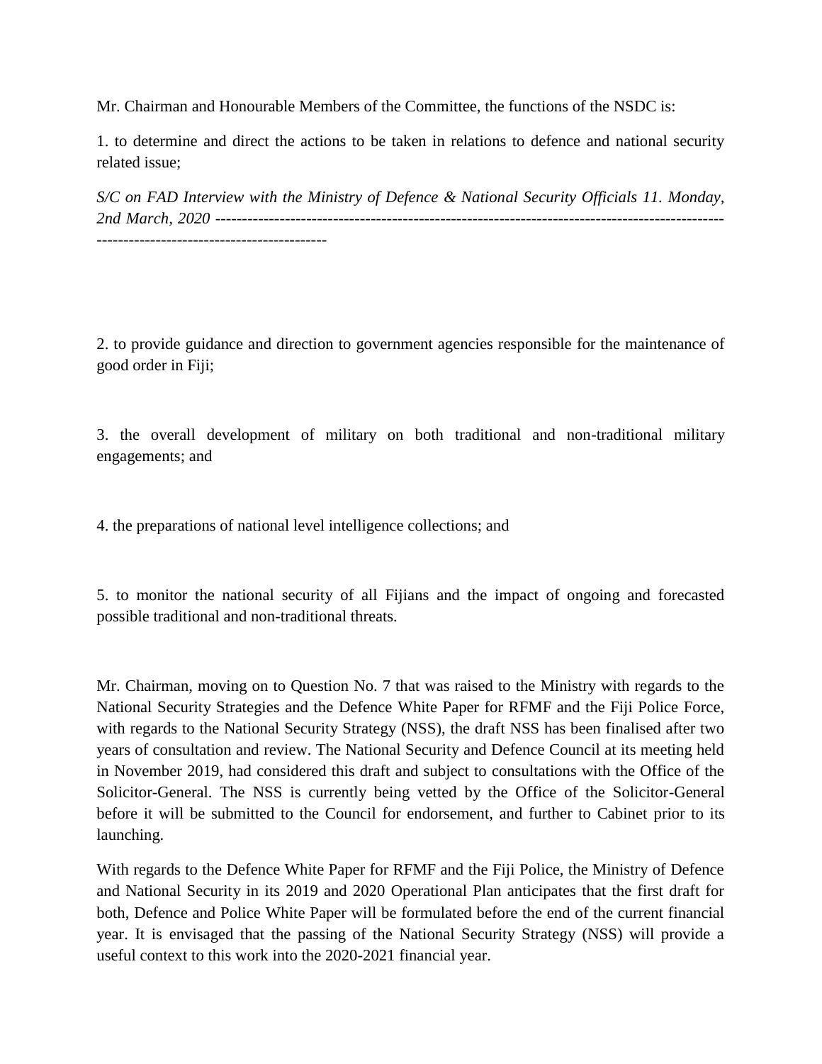Mr. Chairman and Honourable Members of the Committee, the functions of the NSDC is:

1. to determine and direct the actions to be taken in relations to defence and national security related issue;

2. to provide guidance and direction to government agencies responsible for the maintenance of good order in Fiji;

3. the overall development of military on both traditional and non-traditional military engagements; and

4. the preparations of national level intelligence collections; and

5. to monitor the national security of all Fijians and the impact of ongoing and forecasted possible traditional and non-traditional threats.

Mr. Chairman, moving on to Question No. 7 that was raised to the Ministry with regards to the National Security Strategies and the Defence White Paper for RFMF and the Fiji Police Force, with regards to the National Security Strategy (NSS), the draft NSS has been finalised after two years of consultation and review. The National Security and Defence Council at its meeting held in November 2019, had considered this draft and subject to consultations with the Office of the Solicitor-General. The NSS is currently being vetted by the Office of the Solicitor-General before it will be submitted to the Council for endorsement, and further to Cabinet prior to its launching.

With regards to the Defence White Paper for RFMF and the Fiji Police, the Ministry of Defence and National Security in its 2019 and 2020 Operational Plan anticipates that the first draft for both, Defence and Police White Paper will be formulated before the end of the current financial year. It is envisaged that the passing of the National Security Strategy (NSS) will provide a useful context to this work into the 2020-2021 financial year.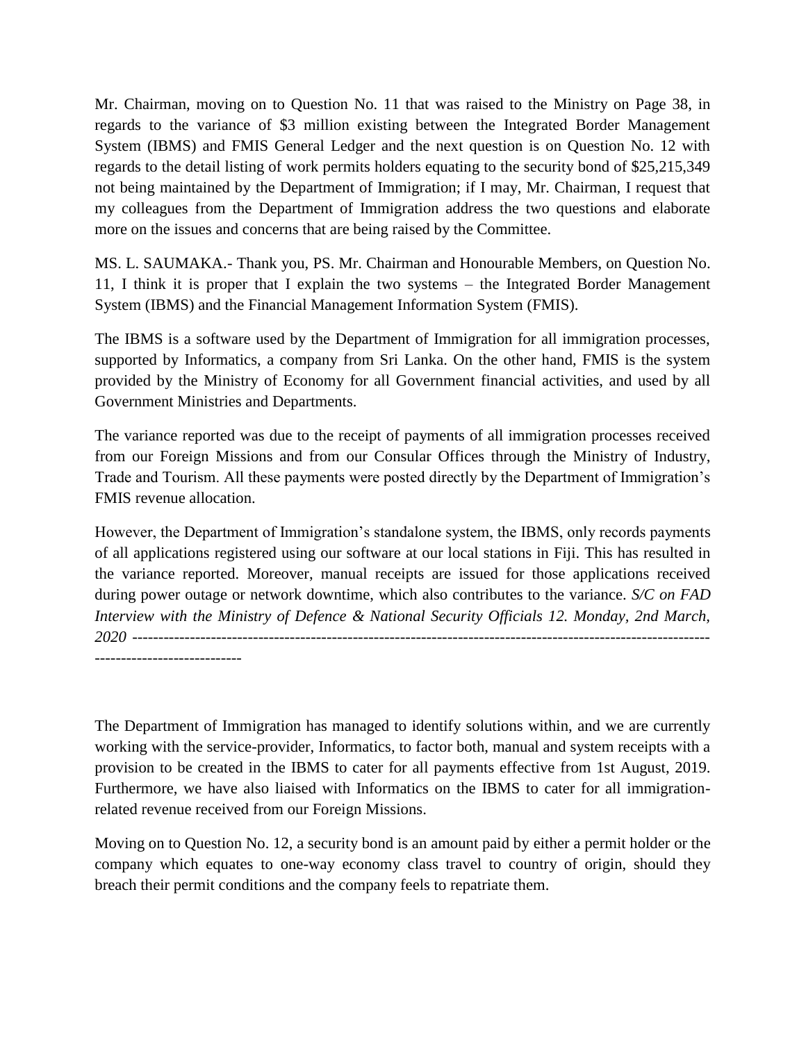Mr. Chairman, moving on to Question No. 11 that was raised to the Ministry on Page 38, in regards to the variance of $3 million existing between the Integrated Border Management System (IBMS) and FMIS General Ledger and the next question is on Question No. 12 with regards to the detail listing of work permits holders equating to the security bond of $25,215,349 not being maintained by the Department of Immigration; if I may, Mr. Chairman, I request that my colleagues from the Department of Immigration address the two questions and elaborate more on the issues and concerns that are being raised by the Committee.

MS. L. SAUMAKA.- Thank you, PS. Mr. Chairman and Honourable Members, on Question No. 11, I think it is proper that I explain the two systems – the Integrated Border Management System (IBMS) and the Financial Management Information System (FMIS).

The IBMS is a software used by the Department of Immigration for all immigration processes, supported by Informatics, a company from Sri Lanka. On the other hand, FMIS is the system provided by the Ministry of Economy for all Government financial activities, and used by all Government Ministries and Departments.

The variance reported was due to the receipt of payments of all immigration processes received from our Foreign Missions and from our Consular Offices through the Ministry of Industry, Trade and Tourism. All these payments were posted directly by the Department of Immigration's FMIS revenue allocation.

However, the Department of Immigration's standalone system, the IBMS, only records payments of all applications registered using our software at our local stations in Fiji. This has resulted in the variance reported. Moreover, manual receipts are issued for those applications received during power outage or network downtime, which also contributes to the variance.

The Department of Immigration has managed to identify solutions within, and we are currently working with the service-provider, Informatics, to factor both, manual and system receipts with a provision to be created in the IBMS to cater for all payments effective from 1st August, 2019. Furthermore, we have also liaised with Informatics on the IBMS to cater for all immigration-related revenue received from our Foreign Missions.

Moving on to Question No. 12, a security bond is an amount paid by either a permit holder or the company which equates to one-way economy class travel to country of origin, should they breach their permit conditions and the company feels to repatriate them.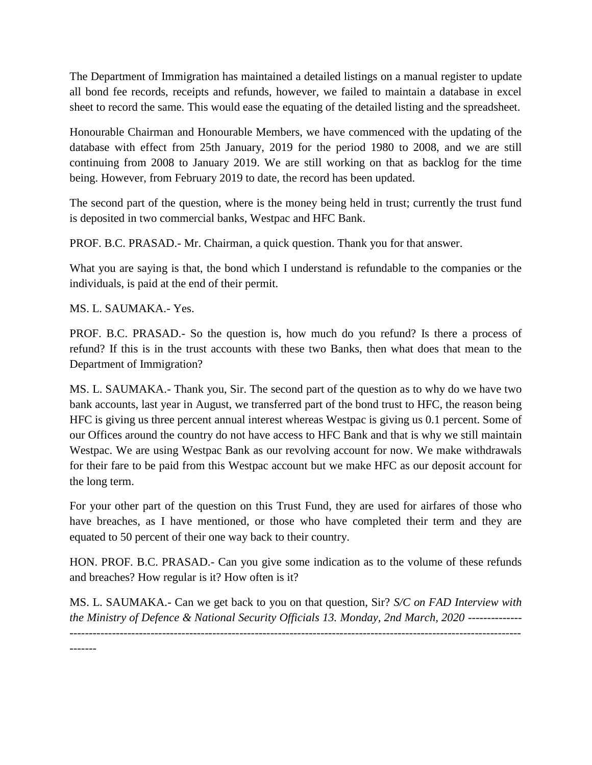The Department of Immigration has maintained a detailed listings on a manual register to update all bond fee records, receipts and refunds, however, we failed to maintain a database in excel sheet to record the same. This would ease the equating of the detailed listing and the spreadsheet.

Honourable Chairman and Honourable Members, we have commenced with the updating of the database with effect from 25th January, 2019 for the period 1980 to 2008, and we are still continuing from 2008 to January 2019. We are still working on that as backlog for the time being. However, from February 2019 to date, the record has been updated.

The second part of the question, where is the money being held in trust; currently the trust fund is deposited in two commercial banks, Westpac and HFC Bank.

PROF. B.C. PRASAD.- Mr. Chairman, a quick question. Thank you for that answer.

What you are saying is that, the bond which I understand is refundable to the companies or the individuals, is paid at the end of their permit.

MS. L. SAUMAKA.- Yes.

PROF. B.C. PRASAD.- So the question is, how much do you refund? Is there a process of refund? If this is in the trust accounts with these two Banks, then what does that mean to the Department of Immigration?

MS. L. SAUMAKA.- Thank you, Sir. The second part of the question as to why do we have two bank accounts, last year in August, we transferred part of the bond trust to HFC, the reason being HFC is giving us three percent annual interest whereas Westpac is giving us 0.1 percent. Some of our Offices around the country do not have access to HFC Bank and that is why we still maintain Westpac. We are using Westpac Bank as our revolving account for now. We make withdrawals for their fare to be paid from this Westpac account but we make HFC as our deposit account for the long term.

For your other part of the question on this Trust Fund, they are used for airfares of those who have breaches, as I have mentioned, or those who have completed their term and they are equated to 50 percent of their one way back to their country.

HON. PROF. B.C. PRASAD.- Can you give some indication as to the volume of these refunds and breaches? How regular is it? How often is it?

MS. L. SAUMAKA.- Can we get back to you on that question, Sir?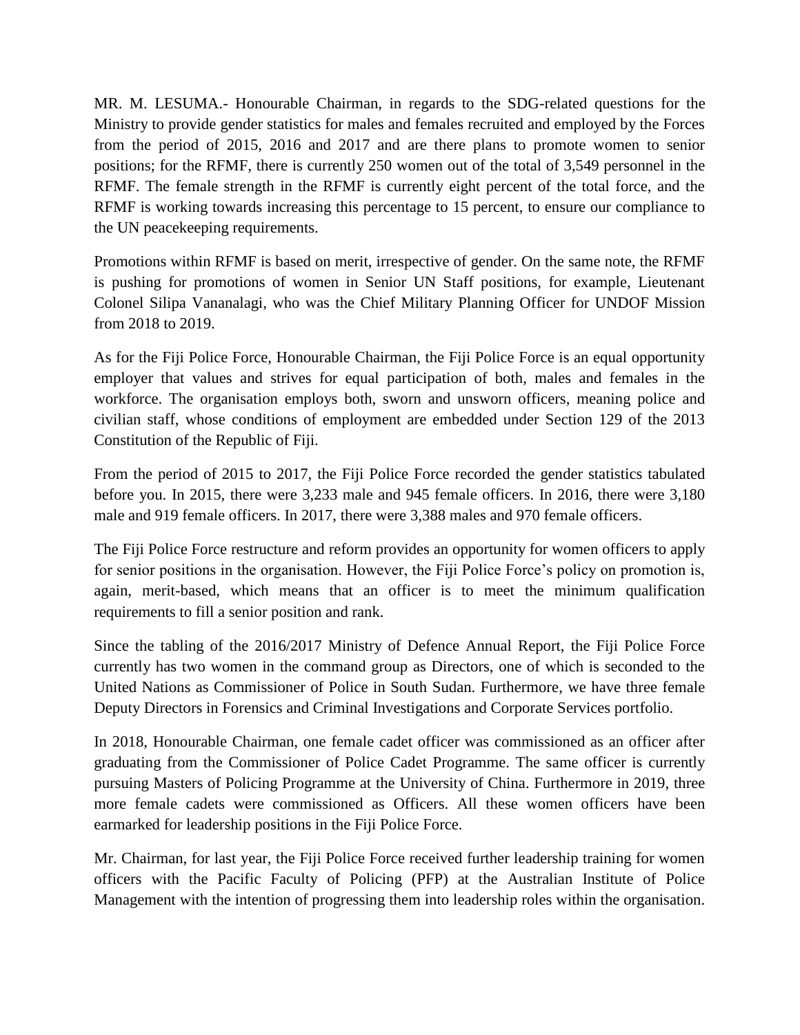MR. M. LESUMA.- Honourable Chairman, in regards to the SDG-related questions for the Ministry to provide gender statistics for males and females recruited and employed by the Forces from the period of 2015, 2016 and 2017 and are there plans to promote women to senior positions; for the RFMF, there is currently 250 women out of the total of 3,549 personnel in the RFMF. The female strength in the RFMF is currently eight percent of the total force, and the RFMF is working towards increasing this percentage to 15 percent, to ensure our compliance to the UN peacekeeping requirements.

Promotions within RFMF is based on merit, irrespective of gender. On the same note, the RFMF is pushing for promotions of women in Senior UN Staff positions, for example, Lieutenant Colonel Silipa Vananalagi, who was the Chief Military Planning Officer for UNDOF Mission from 2018 to 2019.

As for the Fiji Police Force, Honourable Chairman, the Fiji Police Force is an equal opportunity employer that values and strives for equal participation of both, males and females in the workforce. The organisation employs both, sworn and unsworn officers, meaning police and civilian staff, whose conditions of employment are embedded under Section 129 of the 2013 Constitution of the Republic of Fiji.

From the period of 2015 to 2017, the Fiji Police Force recorded the gender statistics tabulated before you. In 2015, there were 3,233 male and 945 female officers. In 2016, there were 3,180 male and 919 female officers. In 2017, there were 3,388 males and 970 female officers.

The Fiji Police Force restructure and reform provides an opportunity for women officers to apply for senior positions in the organisation. However, the Fiji Police Force's policy on promotion is, again, merit-based, which means that an officer is to meet the minimum qualification requirements to fill a senior position and rank.

Since the tabling of the 2016/2017 Ministry of Defence Annual Report, the Fiji Police Force currently has two women in the command group as Directors, one of which is seconded to the United Nations as Commissioner of Police in South Sudan. Furthermore, we have three female Deputy Directors in Forensics and Criminal Investigations and Corporate Services portfolio.

In 2018, Honourable Chairman, one female cadet officer was commissioned as an officer after graduating from the Commissioner of Police Cadet Programme. The same officer is currently pursuing Masters of Policing Programme at the University of China. Furthermore in 2019, three more female cadets were commissioned as Officers. All these women officers have been earmarked for leadership positions in the Fiji Police Force.

Mr. Chairman, for last year, the Fiji Police Force received further leadership training for women officers with the Pacific Faculty of Policing (PFP) at the Australian Institute of Police Management with the intention of progressing them into leadership roles within the organisation.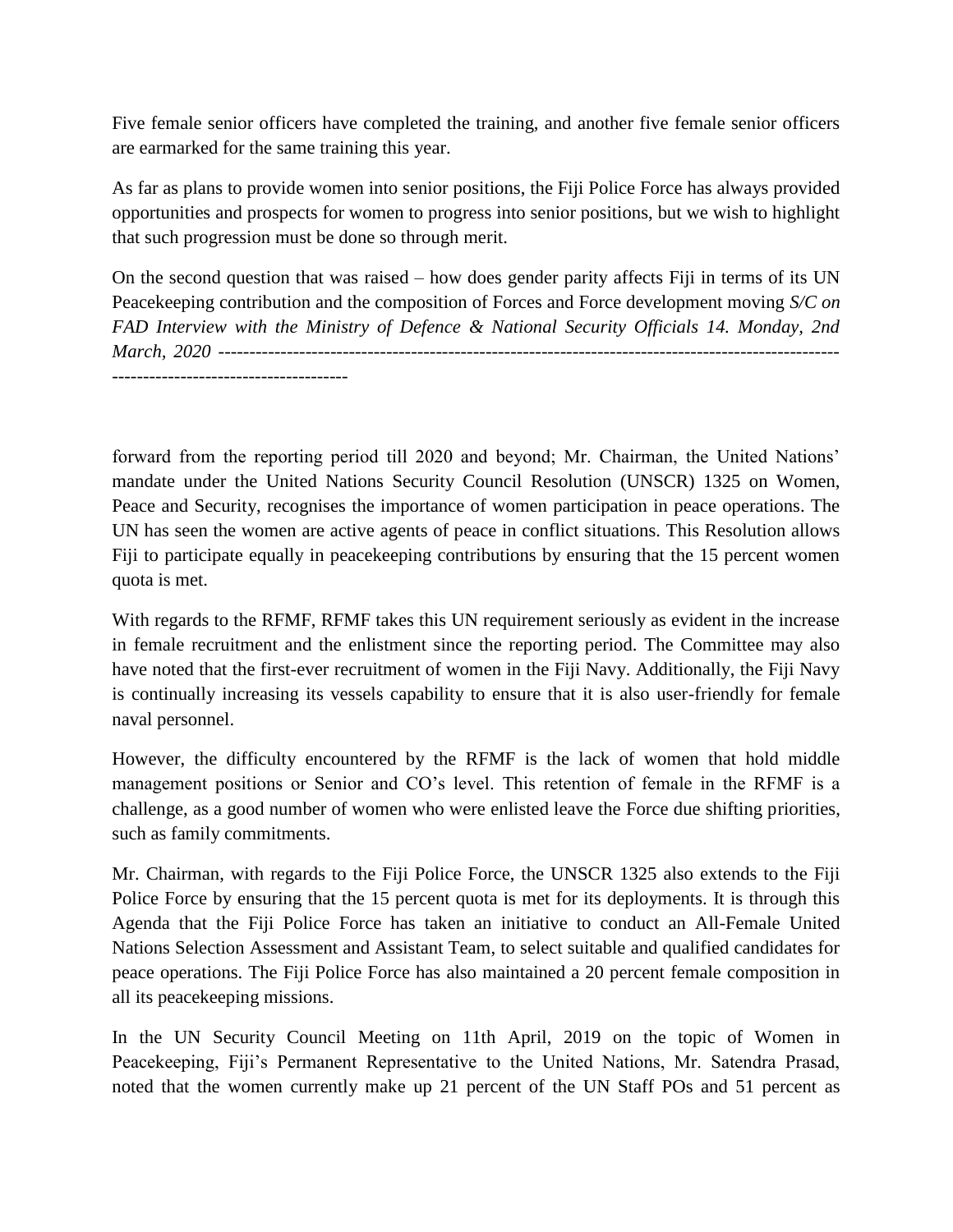Five female senior officers have completed the training, and another five female senior officers are earmarked for the same training this year.

As far as plans to provide women into senior positions, the Fiji Police Force has always provided opportunities and prospects for women to progress into senior positions, but we wish to highlight that such progression must be done so through merit.

On the second question that was raised – how does gender parity affects Fiji in terms of its UN Peacekeeping contribution and the composition of Forces and Force development moving forward from the reporting period till 2020 and beyond; Mr. Chairman, the United Nations' mandate under the United Nations Security Council Resolution (UNSCR) 1325 on Women, Peace and Security, recognises the importance of women participation in peace operations. The UN has seen the women are active agents of peace in conflict situations. This Resolution allows Fiji to participate equally in peacekeeping contributions by ensuring that the 15 percent women quota is met.

With regards to the RFMF, RFMF takes this UN requirement seriously as evident in the increase in female recruitment and the enlistment since the reporting period. The Committee may also have noted that the first-ever recruitment of women in the Fiji Navy. Additionally, the Fiji Navy is continually increasing its vessels capability to ensure that it is also user-friendly for female naval personnel.

However, the difficulty encountered by the RFMF is the lack of women that hold middle management positions or Senior and CO's level. This retention of female in the RFMF is a challenge, as a good number of women who were enlisted leave the Force due shifting priorities, such as family commitments.

Mr. Chairman, with regards to the Fiji Police Force, the UNSCR 1325 also extends to the Fiji Police Force by ensuring that the 15 percent quota is met for its deployments. It is through this Agenda that the Fiji Police Force has taken an initiative to conduct an All-Female United Nations Selection Assessment and Assistant Team, to select suitable and qualified candidates for peace operations. The Fiji Police Force has also maintained a 20 percent female composition in all its peacekeeping missions.

In the UN Security Council Meeting on 11th April, 2019 on the topic of Women in Peacekeeping, Fiji's Permanent Representative to the United Nations, Mr. Satendra Prasad, noted that the women currently make up 21 percent of the UN Staff POs and 51 percent as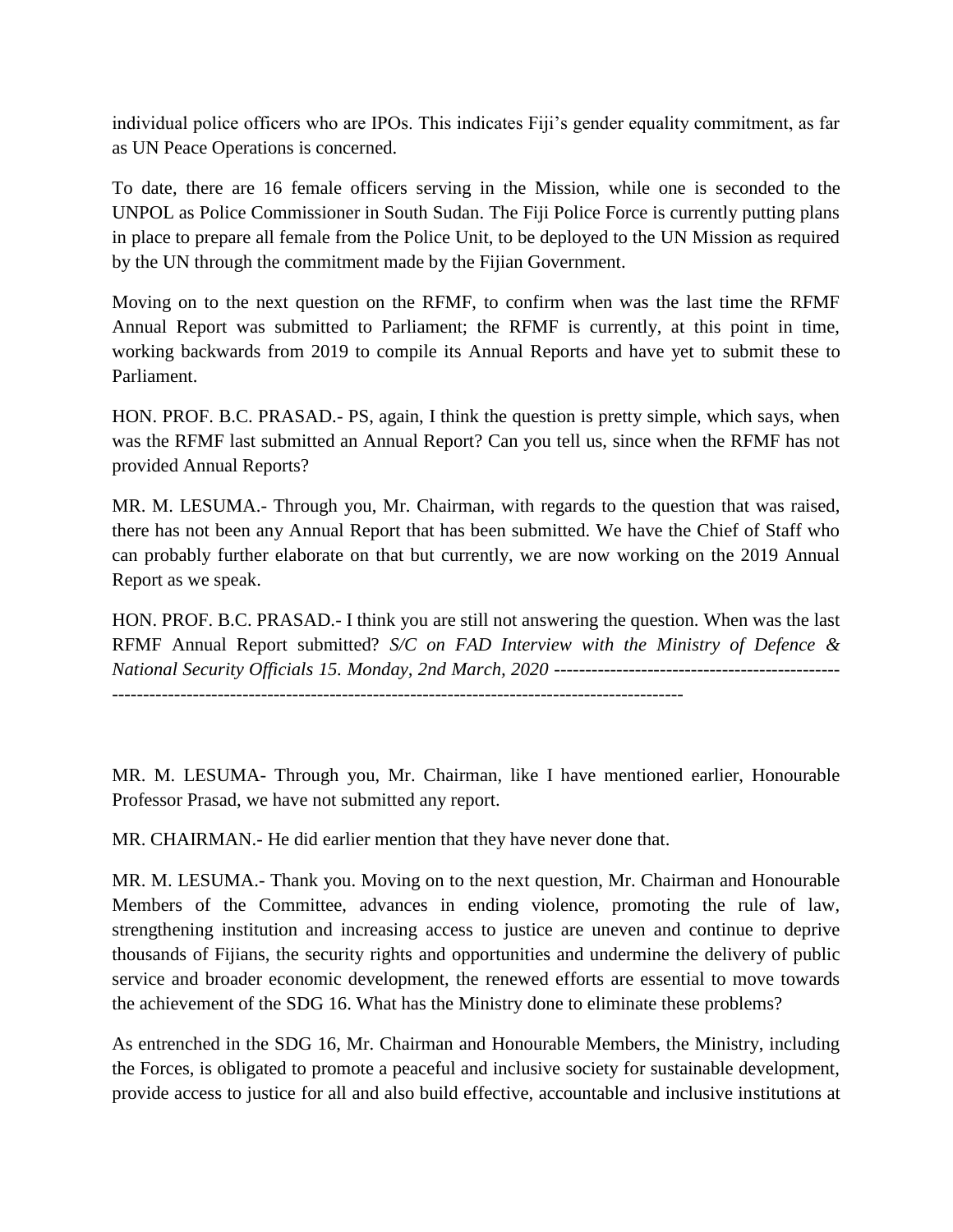individual police officers who are IPOs. This indicates Fiji's gender equality commitment, as far as UN Peace Operations is concerned.

To date, there are 16 female officers serving in the Mission, while one is seconded to the UNPOL as Police Commissioner in South Sudan. The Fiji Police Force is currently putting plans in place to prepare all female from the Police Unit, to be deployed to the UN Mission as required by the UN through the commitment made by the Fijian Government.

Moving on to the next question on the RFMF, to confirm when was the last time the RFMF Annual Report was submitted to Parliament; the RFMF is currently, at this point in time, working backwards from 2019 to compile its Annual Reports and have yet to submit these to Parliament.

HON. PROF. B.C. PRASAD.- PS, again, I think the question is pretty simple, which says, when was the RFMF last submitted an Annual Report? Can you tell us, since when the RFMF has not provided Annual Reports?

MR. M. LESUMA.- Through you, Mr. Chairman, with regards to the question that was raised, there has not been any Annual Report that has been submitted. We have the Chief of Staff who can probably further elaborate on that but currently, we are now working on the 2019 Annual Report as we speak.

HON. PROF. B.C. PRASAD.- I think you are still not answering the question. When was the last RFMF Annual Report submitted?

MR. M. LESUMA- Through you, Mr. Chairman, like I have mentioned earlier, Honourable Professor Prasad, we have not submitted any report.

MR. CHAIRMAN.- He did earlier mention that they have never done that.

MR. M. LESUMA.- Thank you. Moving on to the next question, Mr. Chairman and Honourable Members of the Committee, advances in ending violence, promoting the rule of law, strengthening institution and increasing access to justice are uneven and continue to deprive thousands of Fijians, the security rights and opportunities and undermine the delivery of public service and broader economic development, the renewed efforts are essential to move towards the achievement of the SDG 16. What has the Ministry done to eliminate these problems?

As entrenched in the SDG 16, Mr. Chairman and Honourable Members, the Ministry, including the Forces, is obligated to promote a peaceful and inclusive society for sustainable development, provide access to justice for all and also build effective, accountable and inclusive institutions at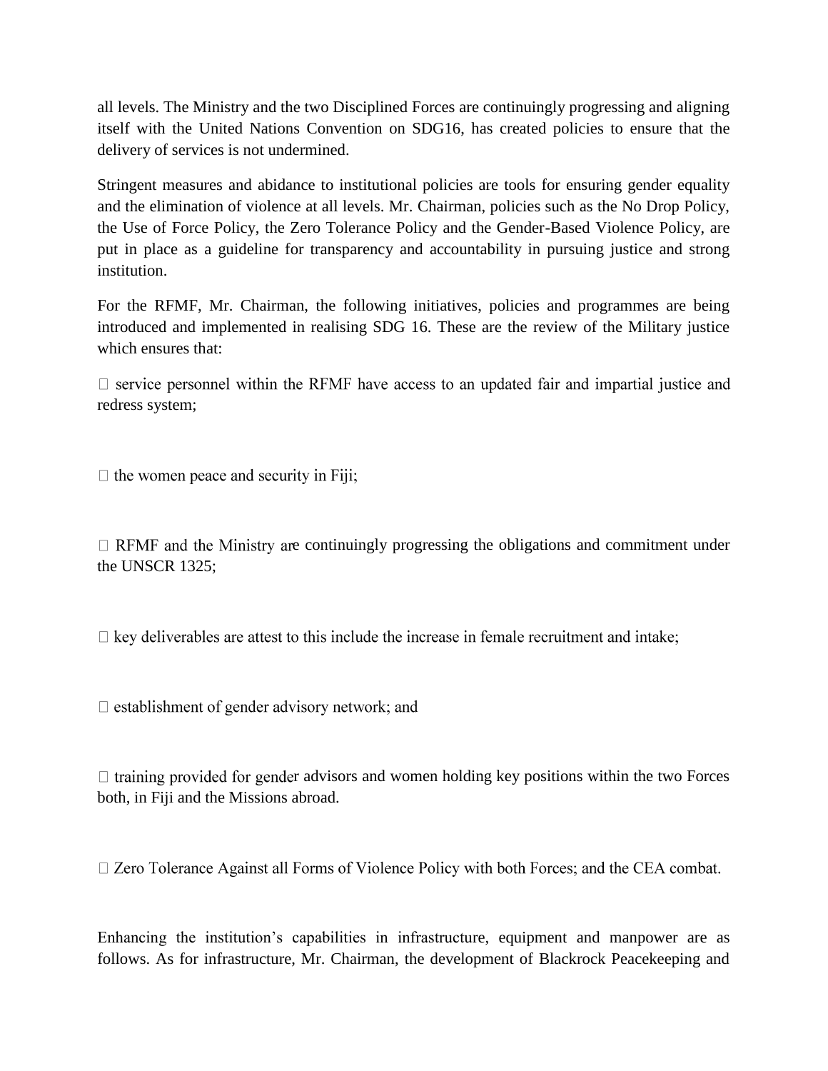all levels. The Ministry and the two Disciplined Forces are continuingly progressing and aligning itself with the United Nations Convention on SDG16, has created policies to ensure that the delivery of services is not undermined.

Stringent measures and abidance to institutional policies are tools for ensuring gender equality and the elimination of violence at all levels. Mr. Chairman, policies such as the No Drop Policy, the Use of Force Policy, the Zero Tolerance Policy and the Gender-Based Violence Policy, are put in place as a guideline for transparency and accountability in pursuing justice and strong institution.

For the RFMF, Mr. Chairman, the following initiatives, policies and programmes are being introduced and implemented in realising SDG 16. These are the review of the Military justice which ensures that:

- service personnel within the RFMF have access to an updated fair and impartial justice and redress system;

- the women peace and security in Fiji;

- RFMF and the Ministry are continuingly progressing the obligations and commitment under the UNSCR 1325;

- key deliverables are attest to this include the increase in female recruitment and intake;

- establishment of gender advisory network; and

- training provided for gender advisors and women holding key positions within the two Forces both, in Fiji and the Missions abroad.

- Zero Tolerance Against all Forms of Violence Policy with both Forces; and the CEA combat.

Enhancing the institution's capabilities in infrastructure, equipment and manpower are as follows. As for infrastructure, Mr. Chairman, the development of Blackrock Peacekeeping and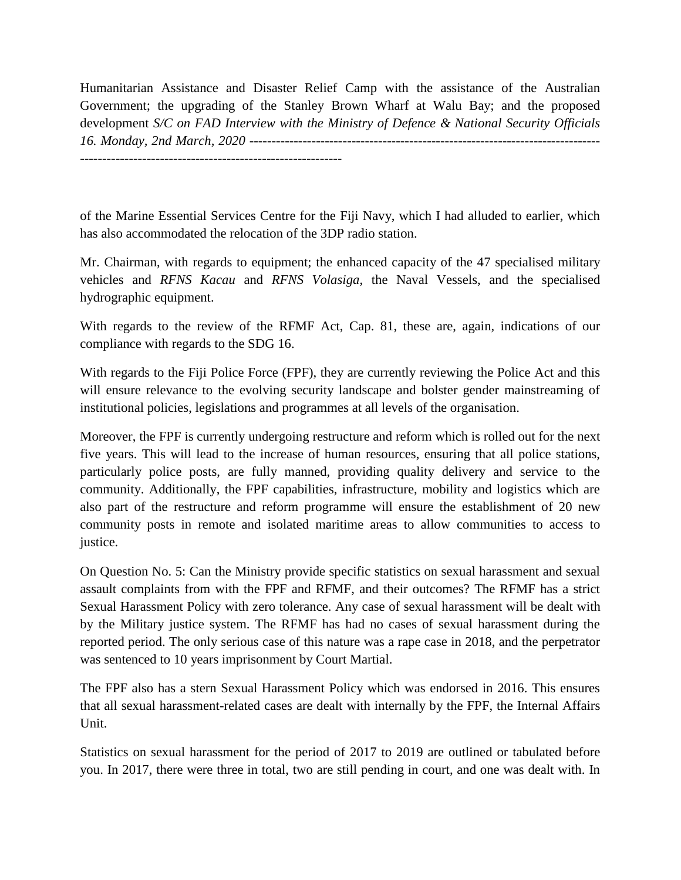Humanitarian Assistance and Disaster Relief Camp with the assistance of the Australian Government; the upgrading of the Stanley Brown Wharf at Walu Bay; and the proposed development

of the Marine Essential Services Centre for the Fiji Navy, which I had alluded to earlier, which has also accommodated the relocation of the 3DP radio station.

Mr. Chairman, with regards to equipment; the enhanced capacity of the 47 specialised military vehicles and *RFNS Kacau* and *RFNS Volasiga*, the Naval Vessels, and the specialised hydrographic equipment.

With regards to the review of the RFMF Act, Cap. 81, these are, again, indications of our compliance with regards to the SDG 16.

With regards to the Fiji Police Force (FPF), they are currently reviewing the Police Act and this will ensure relevance to the evolving security landscape and bolster gender mainstreaming of institutional policies, legislations and programmes at all levels of the organisation.

Moreover, the FPF is currently undergoing restructure and reform which is rolled out for the next five years. This will lead to the increase of human resources, ensuring that all police stations, particularly police posts, are fully manned, providing quality delivery and service to the community. Additionally, the FPF capabilities, infrastructure, mobility and logistics which are also part of the restructure and reform programme will ensure the establishment of 20 new community posts in remote and isolated maritime areas to allow communities to access to justice.

On Question No. 5: Can the Ministry provide specific statistics on sexual harassment and sexual assault complaints from with the FPF and RFMF, and their outcomes? The RFMF has a strict Sexual Harassment Policy with zero tolerance. Any case of sexual harassment will be dealt with by the Military justice system. The RFMF has had no cases of sexual harassment during the reported period. The only serious case of this nature was a rape case in 2018, and the perpetrator was sentenced to 10 years imprisonment by Court Martial.

The FPF also has a stern Sexual Harassment Policy which was endorsed in 2016. This ensures that all sexual harassment-related cases are dealt with internally by the FPF, the Internal Affairs Unit.

Statistics on sexual harassment for the period of 2017 to 2019 are outlined or tabulated before you. In 2017, there were three in total, two are still pending in court, and one was dealt with. In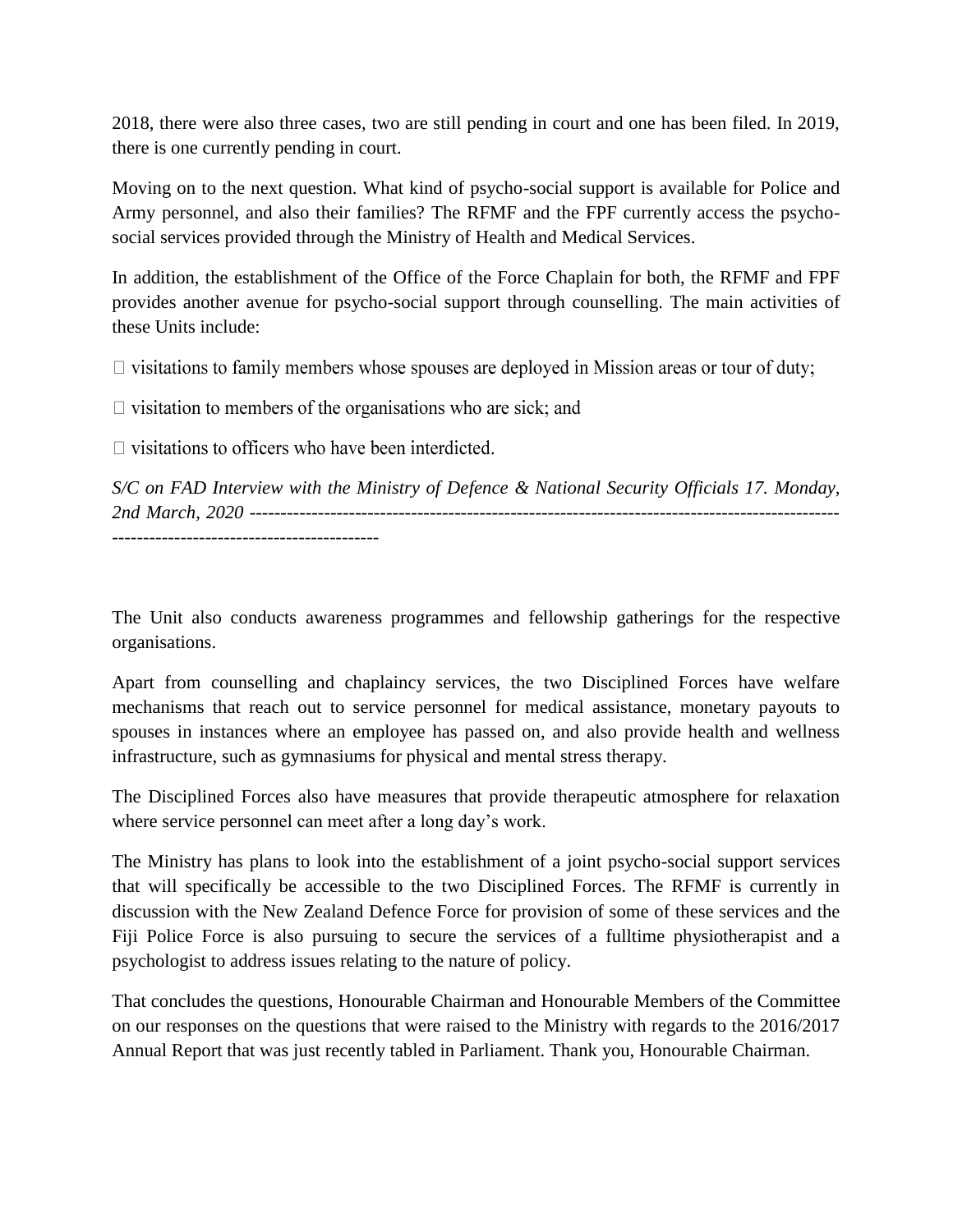2018, there were also three cases, two are still pending in court and one has been filed. In 2019, there is one currently pending in court.

Moving on to the next question. What kind of psycho-social support is available for Police and Army personnel, and also their families? The RFMF and the FPF currently access the psycho-social services provided through the Ministry of Health and Medical Services.

In addition, the establishment of the Office of the Force Chaplain for both, the RFMF and FPF provides another avenue for psycho-social support through counselling. The main activities of these Units include:

- visitations to family members whose spouses are deployed in Mission areas or tour of duty;
- visitation to members of the organisations who are sick; and
- visitations to officers who have been interdicted.

The Unit also conducts awareness programmes and fellowship gatherings for the respective organisations.

Apart from counselling and chaplaincy services, the two Disciplined Forces have welfare mechanisms that reach out to service personnel for medical assistance, monetary payouts to spouses in instances where an employee has passed on, and also provide health and wellness infrastructure, such as gymnasiums for physical and mental stress therapy.

The Disciplined Forces also have measures that provide therapeutic atmosphere for relaxation where service personnel can meet after a long day's work.

The Ministry has plans to look into the establishment of a joint psycho-social support services that will specifically be accessible to the two Disciplined Forces. The RFMF is currently in discussion with the New Zealand Defence Force for provision of some of these services and the Fiji Police Force is also pursuing to secure the services of a fulltime physiotherapist and a psychologist to address issues relating to the nature of policy.

That concludes the questions, Honourable Chairman and Honourable Members of the Committee on our responses on the questions that were raised to the Ministry with regards to the 2016/2017 Annual Report that was just recently tabled in Parliament. Thank you, Honourable Chairman.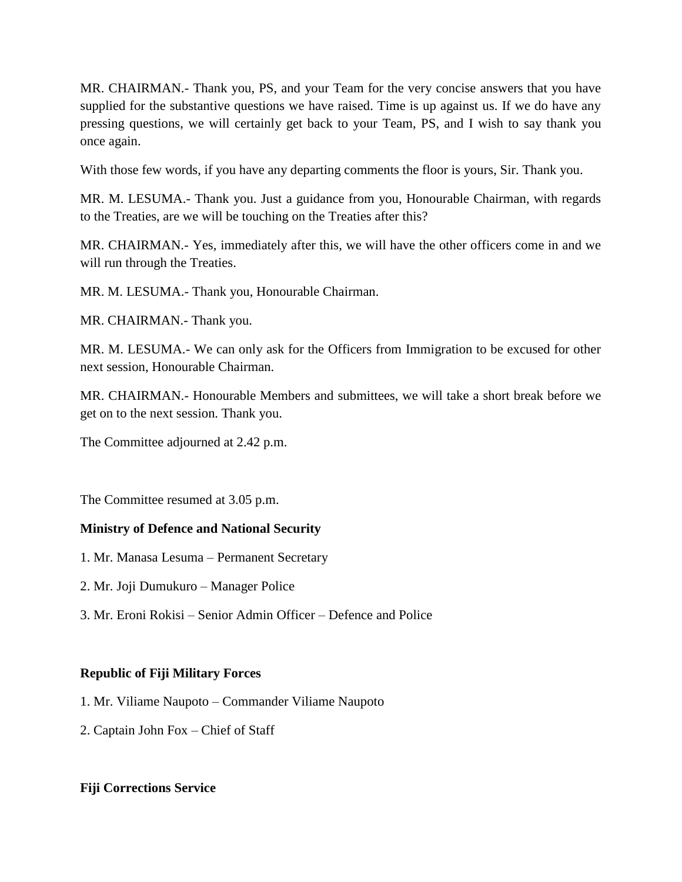MR. CHAIRMAN.- Thank you, PS, and your Team for the very concise answers that you have supplied for the substantive questions we have raised. Time is up against us. If we do have any pressing questions, we will certainly get back to your Team, PS, and I wish to say thank you once again.

With those few words, if you have any departing comments the floor is yours, Sir. Thank you.

MR. M. LESUMA.- Thank you. Just a guidance from you, Honourable Chairman, with regards to the Treaties, are we will be touching on the Treaties after this?

MR. CHAIRMAN.- Yes, immediately after this, we will have the other officers come in and we will run through the Treaties.

MR. M. LESUMA.- Thank you, Honourable Chairman.

MR. CHAIRMAN.- Thank you.

MR. M. LESUMA.- We can only ask for the Officers from Immigration to be excused for other next session, Honourable Chairman.

MR. CHAIRMAN.- Honourable Members and submittees, we will take a short break before we get on to the next session. Thank you.

The Committee adjourned at 2.42 p.m.

The Committee resumed at 3.05 p.m.

**Ministry of Defence and National Security**

1. Mr. Manasa Lesuma – Permanent Secretary
2. Mr. Joji Dumukuro – Manager Police
3. Mr. Eroni Rokisi – Senior Admin Officer – Defence and Police

**Republic of Fiji Military Forces**

1. Mr. Viliame Naupoto – Commander Viliame Naupoto
2. Captain John Fox – Chief of Staff

**Fiji Corrections Service**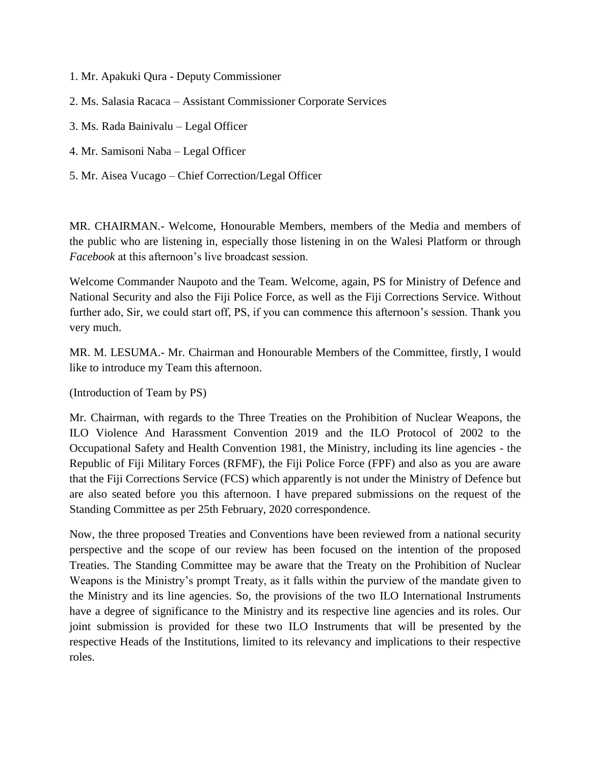1. Mr. Apakuki Qura - Deputy Commissioner

2. Ms. Salasia Racaca – Assistant Commissioner Corporate Services

3. Ms. Rada Bainivalu – Legal Officer

4. Mr. Samisoni Naba – Legal Officer

5. Mr. Aisea Vucago – Chief Correction/Legal Officer

MR. CHAIRMAN.- Welcome, Honourable Members, members of the Media and members of the public who are listening in, especially those listening in on the Walesi Platform or through *Facebook* at this afternoon's live broadcast session.

Welcome Commander Naupoto and the Team. Welcome, again, PS for Ministry of Defence and National Security and also the Fiji Police Force, as well as the Fiji Corrections Service. Without further ado, Sir, we could start off, PS, if you can commence this afternoon's session. Thank you very much.

MR. M. LESUMA.- Mr. Chairman and Honourable Members of the Committee, firstly, I would like to introduce my Team this afternoon.

(Introduction of Team by PS)

Mr. Chairman, with regards to the Three Treaties on the Prohibition of Nuclear Weapons, the ILO Violence And Harassment Convention 2019 and the ILO Protocol of 2002 to the Occupational Safety and Health Convention 1981, the Ministry, including its line agencies - the Republic of Fiji Military Forces (RFMF), the Fiji Police Force (FPF) and also as you are aware that the Fiji Corrections Service (FCS) which apparently is not under the Ministry of Defence but are also seated before you this afternoon. I have prepared submissions on the request of the Standing Committee as per 25th February, 2020 correspondence.

Now, the three proposed Treaties and Conventions have been reviewed from a national security perspective and the scope of our review has been focused on the intention of the proposed Treaties. The Standing Committee may be aware that the Treaty on the Prohibition of Nuclear Weapons is the Ministry's prompt Treaty, as it falls within the purview of the mandate given to the Ministry and its line agencies. So, the provisions of the two ILO International Instruments have a degree of significance to the Ministry and its respective line agencies and its roles. Our joint submission is provided for these two ILO Instruments that will be presented by the respective Heads of the Institutions, limited to its relevancy and implications to their respective roles.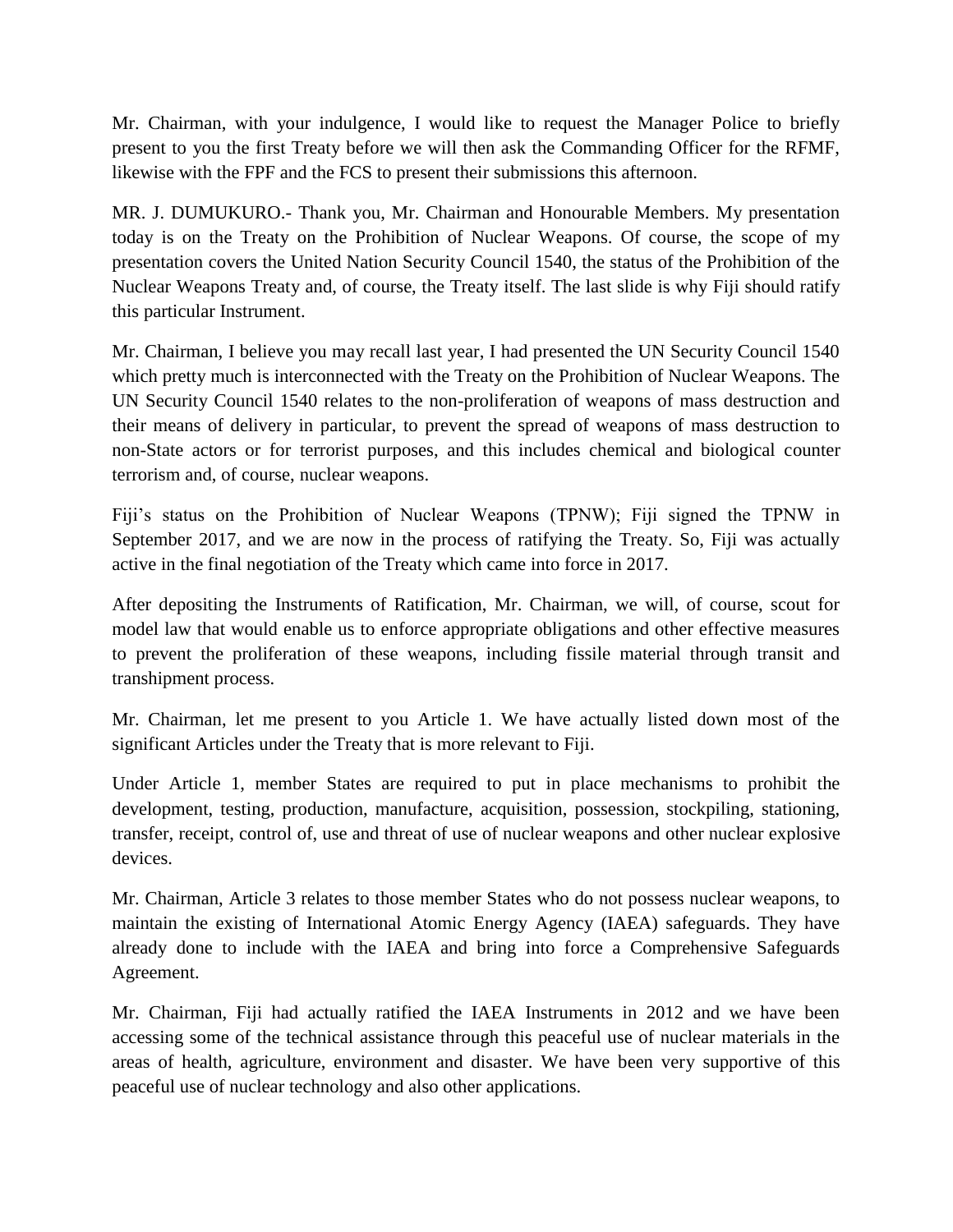Mr. Chairman, with your indulgence, I would like to request the Manager Police to briefly present to you the first Treaty before we will then ask the Commanding Officer for the RFMF, likewise with the FPF and the FCS to present their submissions this afternoon.

MR. J. DUMUKURO.- Thank you, Mr. Chairman and Honourable Members. My presentation today is on the Treaty on the Prohibition of Nuclear Weapons. Of course, the scope of my presentation covers the United Nation Security Council 1540, the status of the Prohibition of the Nuclear Weapons Treaty and, of course, the Treaty itself. The last slide is why Fiji should ratify this particular Instrument.

Mr. Chairman, I believe you may recall last year, I had presented the UN Security Council 1540 which pretty much is interconnected with the Treaty on the Prohibition of Nuclear Weapons. The UN Security Council 1540 relates to the non-proliferation of weapons of mass destruction and their means of delivery in particular, to prevent the spread of weapons of mass destruction to non-State actors or for terrorist purposes, and this includes chemical and biological counter terrorism and, of course, nuclear weapons.

Fiji's status on the Prohibition of Nuclear Weapons (TPNW); Fiji signed the TPNW in September 2017, and we are now in the process of ratifying the Treaty. So, Fiji was actually active in the final negotiation of the Treaty which came into force in 2017.

After depositing the Instruments of Ratification, Mr. Chairman, we will, of course, scout for model law that would enable us to enforce appropriate obligations and other effective measures to prevent the proliferation of these weapons, including fissile material through transit and transhipment process.

Mr. Chairman, let me present to you Article 1. We have actually listed down most of the significant Articles under the Treaty that is more relevant to Fiji.

Under Article 1, member States are required to put in place mechanisms to prohibit the development, testing, production, manufacture, acquisition, possession, stockpiling, stationing, transfer, receipt, control of, use and threat of use of nuclear weapons and other nuclear explosive devices.

Mr. Chairman, Article 3 relates to those member States who do not possess nuclear weapons, to maintain the existing of International Atomic Energy Agency (IAEA) safeguards. They have already done to include with the IAEA and bring into force a Comprehensive Safeguards Agreement.

Mr. Chairman, Fiji had actually ratified the IAEA Instruments in 2012 and we have been accessing some of the technical assistance through this peaceful use of nuclear materials in the areas of health, agriculture, environment and disaster. We have been very supportive of this peaceful use of nuclear technology and also other applications.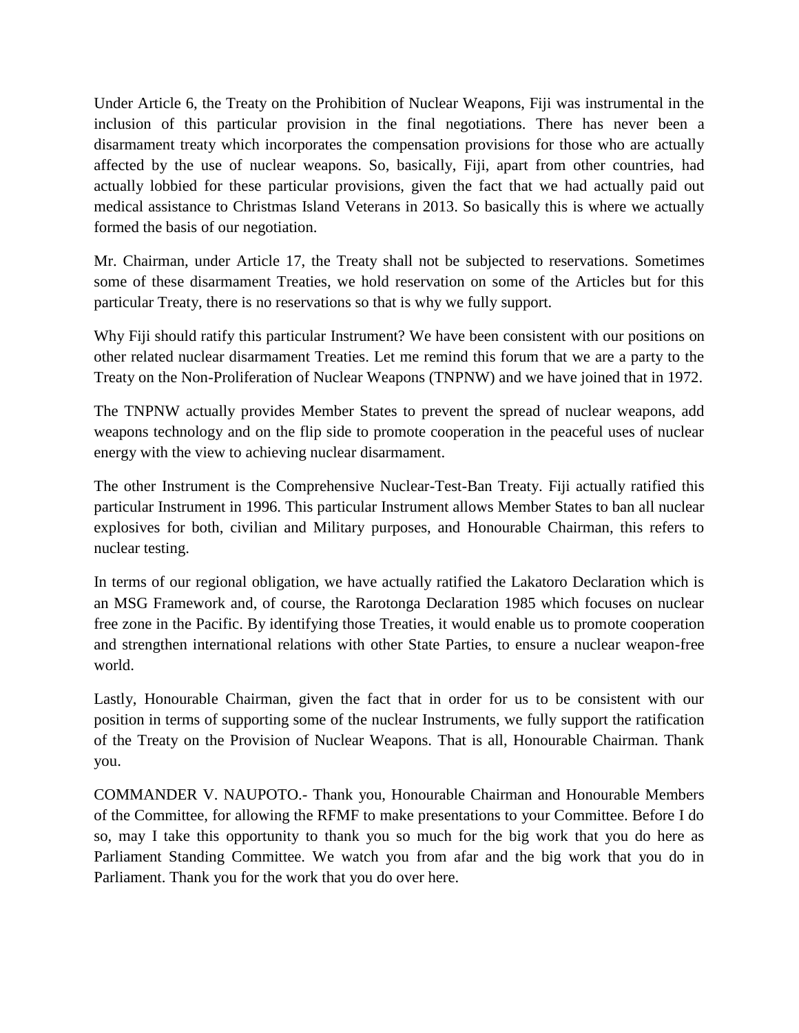Under Article 6, the Treaty on the Prohibition of Nuclear Weapons, Fiji was instrumental in the inclusion of this particular provision in the final negotiations. There has never been a disarmament treaty which incorporates the compensation provisions for those who are actually affected by the use of nuclear weapons. So, basically, Fiji, apart from other countries, had actually lobbied for these particular provisions, given the fact that we had actually paid out medical assistance to Christmas Island Veterans in 2013. So basically this is where we actually formed the basis of our negotiation.

Mr. Chairman, under Article 17, the Treaty shall not be subjected to reservations. Sometimes some of these disarmament Treaties, we hold reservation on some of the Articles but for this particular Treaty, there is no reservations so that is why we fully support.

Why Fiji should ratify this particular Instrument? We have been consistent with our positions on other related nuclear disarmament Treaties. Let me remind this forum that we are a party to the Treaty on the Non-Proliferation of Nuclear Weapons (TNPNW) and we have joined that in 1972.

The TNPNW actually provides Member States to prevent the spread of nuclear weapons, add weapons technology and on the flip side to promote cooperation in the peaceful uses of nuclear energy with the view to achieving nuclear disarmament.

The other Instrument is the Comprehensive Nuclear-Test-Ban Treaty. Fiji actually ratified this particular Instrument in 1996. This particular Instrument allows Member States to ban all nuclear explosives for both, civilian and Military purposes, and Honourable Chairman, this refers to nuclear testing.

In terms of our regional obligation, we have actually ratified the Lakatoro Declaration which is an MSG Framework and, of course, the Rarotonga Declaration 1985 which focuses on nuclear free zone in the Pacific. By identifying those Treaties, it would enable us to promote cooperation and strengthen international relations with other State Parties, to ensure a nuclear weapon-free world.

Lastly, Honourable Chairman, given the fact that in order for us to be consistent with our position in terms of supporting some of the nuclear Instruments, we fully support the ratification of the Treaty on the Provision of Nuclear Weapons. That is all, Honourable Chairman. Thank you.

COMMANDER V. NAUPOTO.- Thank you, Honourable Chairman and Honourable Members of the Committee, for allowing the RFMF to make presentations to your Committee. Before I do so, may I take this opportunity to thank you so much for the big work that you do here as Parliament Standing Committee. We watch you from afar and the big work that you do in Parliament. Thank you for the work that you do over here.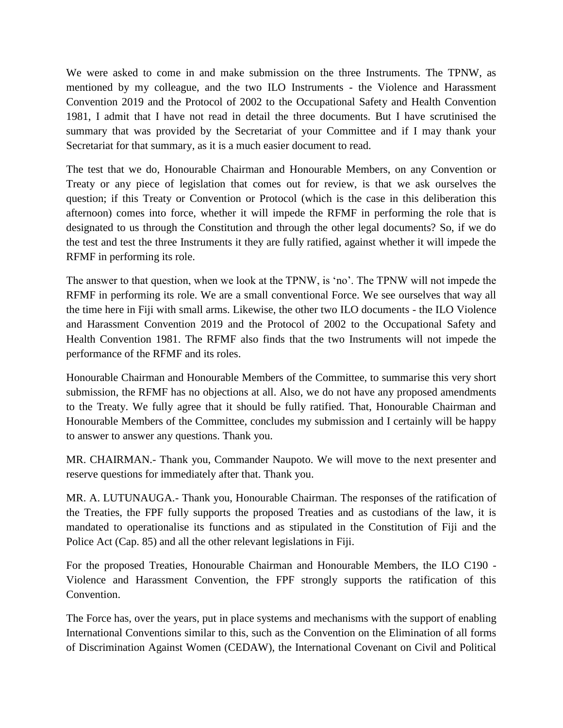We were asked to come in and make submission on the three Instruments. The TPNW, as mentioned by my colleague, and the two ILO Instruments - the Violence and Harassment Convention 2019 and the Protocol of 2002 to the Occupational Safety and Health Convention 1981, I admit that I have not read in detail the three documents. But I have scrutinised the summary that was provided by the Secretariat of your Committee and if I may thank your Secretariat for that summary, as it is a much easier document to read.

The test that we do, Honourable Chairman and Honourable Members, on any Convention or Treaty or any piece of legislation that comes out for review, is that we ask ourselves the question; if this Treaty or Convention or Protocol (which is the case in this deliberation this afternoon) comes into force, whether it will impede the RFMF in performing the role that is designated to us through the Constitution and through the other legal documents? So, if we do the test and test the three Instruments it they are fully ratified, against whether it will impede the RFMF in performing its role.

The answer to that question, when we look at the TPNW, is 'no'. The TPNW will not impede the RFMF in performing its role. We are a small conventional Force. We see ourselves that way all the time here in Fiji with small arms. Likewise, the other two ILO documents - the ILO Violence and Harassment Convention 2019 and the Protocol of 2002 to the Occupational Safety and Health Convention 1981. The RFMF also finds that the two Instruments will not impede the performance of the RFMF and its roles.

Honourable Chairman and Honourable Members of the Committee, to summarise this very short submission, the RFMF has no objections at all. Also, we do not have any proposed amendments to the Treaty. We fully agree that it should be fully ratified. That, Honourable Chairman and Honourable Members of the Committee, concludes my submission and I certainly will be happy to answer to answer any questions. Thank you.

MR. CHAIRMAN.- Thank you, Commander Naupoto. We will move to the next presenter and reserve questions for immediately after that. Thank you.

MR. A. LUTUNAUGA.- Thank you, Honourable Chairman. The responses of the ratification of the Treaties, the FPF fully supports the proposed Treaties and as custodians of the law, it is mandated to operationalise its functions and as stipulated in the Constitution of Fiji and the Police Act (Cap. 85) and all the other relevant legislations in Fiji.

For the proposed Treaties, Honourable Chairman and Honourable Members, the ILO C190 - Violence and Harassment Convention, the FPF strongly supports the ratification of this Convention.

The Force has, over the years, put in place systems and mechanisms with the support of enabling International Conventions similar to this, such as the Convention on the Elimination of all forms of Discrimination Against Women (CEDAW), the International Covenant on Civil and Political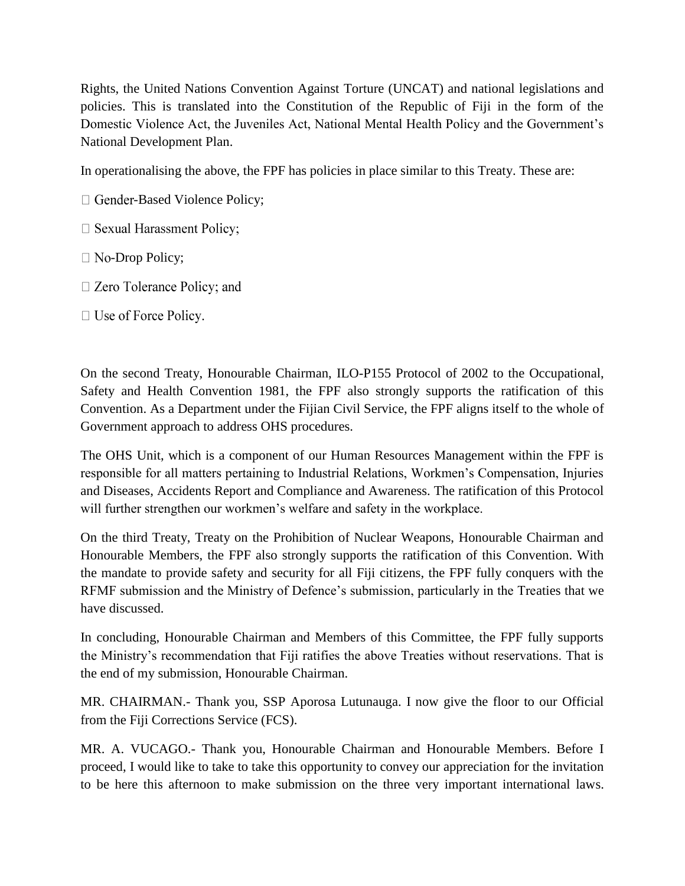Rights, the United Nations Convention Against Torture (UNCAT) and national legislations and policies. This is translated into the Constitution of the Republic of Fiji in the form of the Domestic Violence Act, the Juveniles Act, National Mental Health Policy and the Government's National Development Plan.

In operationalising the above, the FPF has policies in place similar to this Treaty. These are:

- Gender-Based Violence Policy;
- Sexual Harassment Policy;
- No-Drop Policy;
- Zero Tolerance Policy; and
- Use of Force Policy.

On the second Treaty, Honourable Chairman, ILO-P155 Protocol of 2002 to the Occupational, Safety and Health Convention 1981, the FPF also strongly supports the ratification of this Convention. As a Department under the Fijian Civil Service, the FPF aligns itself to the whole of Government approach to address OHS procedures.

The OHS Unit, which is a component of our Human Resources Management within the FPF is responsible for all matters pertaining to Industrial Relations, Workmen's Compensation, Injuries and Diseases, Accidents Report and Compliance and Awareness. The ratification of this Protocol will further strengthen our workmen's welfare and safety in the workplace.

On the third Treaty, Treaty on the Prohibition of Nuclear Weapons, Honourable Chairman and Honourable Members, the FPF also strongly supports the ratification of this Convention. With the mandate to provide safety and security for all Fiji citizens, the FPF fully conquers with the RFMF submission and the Ministry of Defence's submission, particularly in the Treaties that we have discussed.

In concluding, Honourable Chairman and Members of this Committee, the FPF fully supports the Ministry's recommendation that Fiji ratifies the above Treaties without reservations. That is the end of my submission, Honourable Chairman.

MR. CHAIRMAN.- Thank you, SSP Aporosa Lutunauga. I now give the floor to our Official from the Fiji Corrections Service (FCS).

MR. A. VUCAGO.- Thank you, Honourable Chairman and Honourable Members. Before I proceed, I would like to take to take this opportunity to convey our appreciation for the invitation to be here this afternoon to make submission on the three very important international laws.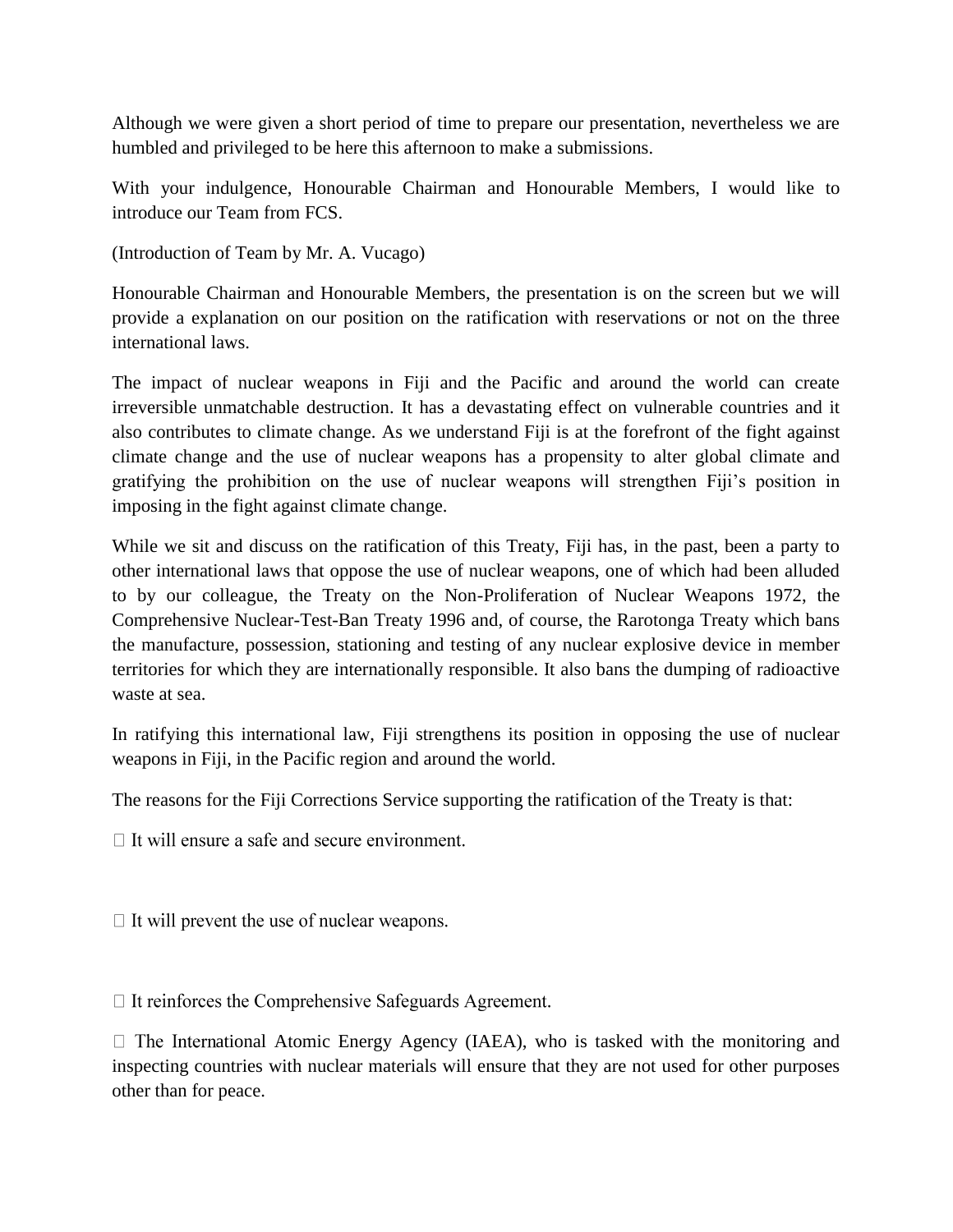Although we were given a short period of time to prepare our presentation, nevertheless we are humbled and privileged to be here this afternoon to make a submissions.

With your indulgence, Honourable Chairman and Honourable Members, I would like to introduce our Team from FCS.

(Introduction of Team by Mr. A. Vucago)

Honourable Chairman and Honourable Members, the presentation is on the screen but we will provide a explanation on our position on the ratification with reservations or not on the three international laws.

The impact of nuclear weapons in Fiji and the Pacific and around the world can create irreversible unmatchable destruction. It has a devastating effect on vulnerable countries and it also contributes to climate change. As we understand Fiji is at the forefront of the fight against climate change and the use of nuclear weapons has a propensity to alter global climate and gratifying the prohibition on the use of nuclear weapons will strengthen Fiji's position in imposing in the fight against climate change.

While we sit and discuss on the ratification of this Treaty, Fiji has, in the past, been a party to other international laws that oppose the use of nuclear weapons, one of which had been alluded to by our colleague, the Treaty on the Non-Proliferation of Nuclear Weapons 1972, the Comprehensive Nuclear-Test-Ban Treaty 1996 and, of course, the Rarotonga Treaty which bans the manufacture, possession, stationing and testing of any nuclear explosive device in member territories for which they are internationally responsible. It also bans the dumping of radioactive waste at sea.

In ratifying this international law, Fiji strengthens its position in opposing the use of nuclear weapons in Fiji, in the Pacific region and around the world.

The reasons for the Fiji Corrections Service supporting the ratification of the Treaty is that:

- It will ensure a safe and secure environment.
- It will prevent the use of nuclear weapons.
- It reinforces the Comprehensive Safeguards Agreement.
- The International Atomic Energy Agency (IAEA), who is tasked with the monitoring and inspecting countries with nuclear materials will ensure that they are not used for other purposes other than for peace.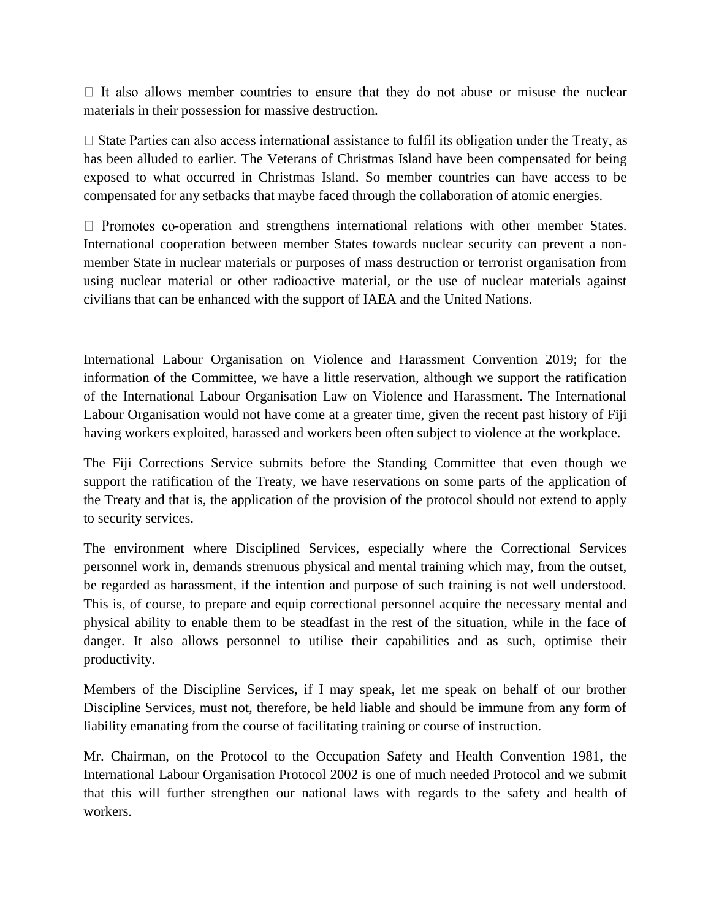- It also allows member countries to ensure that they do not abuse or misuse the nuclear materials in their possession for massive destruction.

- State Parties can also access international assistance to fulfil its obligation under the Treaty, as has been alluded to earlier. The Veterans of Christmas Island have been compensated for being exposed to what occurred in Christmas Island. So member countries can have access to be compensated for any setbacks that maybe faced through the collaboration of atomic energies.

- Promotes co-operation and strengthens international relations with other member States. International cooperation between member States towards nuclear security can prevent a non-member State in nuclear materials or purposes of mass destruction or terrorist organisation from using nuclear material or other radioactive material, or the use of nuclear materials against civilians that can be enhanced with the support of IAEA and the United Nations.

International Labour Organisation on Violence and Harassment Convention 2019; for the information of the Committee, we have a little reservation, although we support the ratification of the International Labour Organisation Law on Violence and Harassment. The International Labour Organisation would not have come at a greater time, given the recent past history of Fiji having workers exploited, harassed and workers been often subject to violence at the workplace.

The Fiji Corrections Service submits before the Standing Committee that even though we support the ratification of the Treaty, we have reservations on some parts of the application of the Treaty and that is, the application of the provision of the protocol should not extend to apply to security services.

The environment where Disciplined Services, especially where the Correctional Services personnel work in, demands strenuous physical and mental training which may, from the outset, be regarded as harassment, if the intention and purpose of such training is not well understood. This is, of course, to prepare and equip correctional personnel acquire the necessary mental and physical ability to enable them to be steadfast in the rest of the situation, while in the face of danger. It also allows personnel to utilise their capabilities and as such, optimise their productivity.

Members of the Discipline Services, if I may speak, let me speak on behalf of our brother Discipline Services, must not, therefore, be held liable and should be immune from any form of liability emanating from the course of facilitating training or course of instruction.

Mr. Chairman, on the Protocol to the Occupation Safety and Health Convention 1981, the International Labour Organisation Protocol 2002 is one of much needed Protocol and we submit that this will further strengthen our national laws with regards to the safety and health of workers.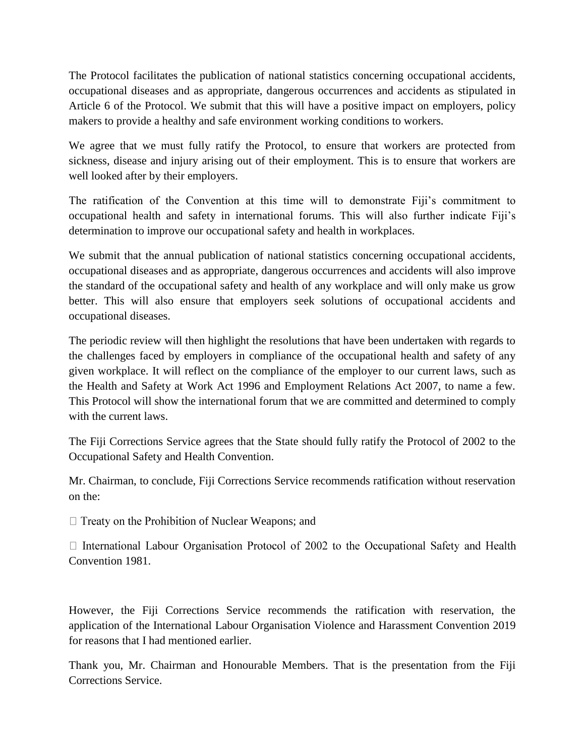The Protocol facilitates the publication of national statistics concerning occupational accidents, occupational diseases and as appropriate, dangerous occurrences and accidents as stipulated in Article 6 of the Protocol. We submit that this will have a positive impact on employers, policy makers to provide a healthy and safe environment working conditions to workers.

We agree that we must fully ratify the Protocol, to ensure that workers are protected from sickness, disease and injury arising out of their employment. This is to ensure that workers are well looked after by their employers.

The ratification of the Convention at this time will to demonstrate Fiji's commitment to occupational health and safety in international forums. This will also further indicate Fiji's determination to improve our occupational safety and health in workplaces.

We submit that the annual publication of national statistics concerning occupational accidents, occupational diseases and as appropriate, dangerous occurrences and accidents will also improve the standard of the occupational safety and health of any workplace and will only make us grow better. This will also ensure that employers seek solutions of occupational accidents and occupational diseases.

The periodic review will then highlight the resolutions that have been undertaken with regards to the challenges faced by employers in compliance of the occupational health and safety of any given workplace. It will reflect on the compliance of the employer to our current laws, such as the Health and Safety at Work Act 1996 and Employment Relations Act 2007, to name a few. This Protocol will show the international forum that we are committed and determined to comply with the current laws.

The Fiji Corrections Service agrees that the State should fully ratify the Protocol of 2002 to the Occupational Safety and Health Convention.

Mr. Chairman, to conclude, Fiji Corrections Service recommends ratification without reservation on the:

- Treaty on the Prohibition of Nuclear Weapons; and
- International Labour Organisation Protocol of 2002 to the Occupational Safety and Health Convention 1981.

However, the Fiji Corrections Service recommends the ratification with reservation, the application of the International Labour Organisation Violence and Harassment Convention 2019 for reasons that I had mentioned earlier.

Thank you, Mr. Chairman and Honourable Members. That is the presentation from the Fiji Corrections Service.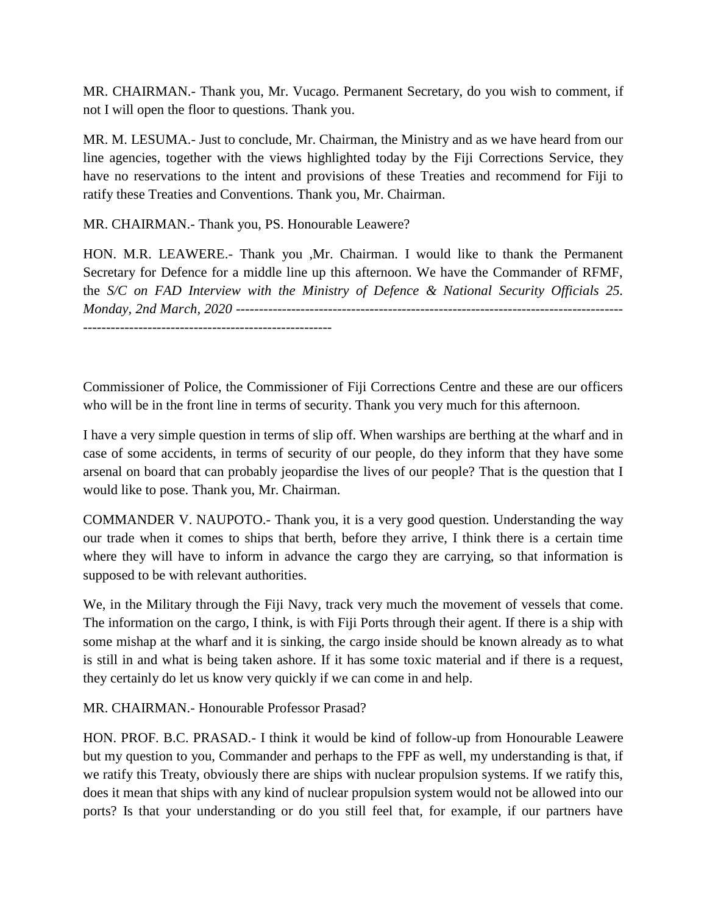MR. CHAIRMAN.- Thank you, Mr. Vucago. Permanent Secretary, do you wish to comment, if not I will open the floor to questions. Thank you.

MR. M. LESUMA.- Just to conclude, Mr. Chairman, the Ministry and as we have heard from our line agencies, together with the views highlighted today by the Fiji Corrections Service, they have no reservations to the intent and provisions of these Treaties and recommend for Fiji to ratify these Treaties and Conventions. Thank you, Mr. Chairman.

MR. CHAIRMAN.- Thank you, PS. Honourable Leawere?

HON. M.R. LEAWERE.- Thank you ,Mr. Chairman. I would like to thank the Permanent Secretary for Defence for a middle line up this afternoon. We have the Commander of RFMF, the Commissioner of Police, the Commissioner of Fiji Corrections Centre and these are our officers who will be in the front line in terms of security. Thank you very much for this afternoon.

I have a very simple question in terms of slip off. When warships are berthing at the wharf and in case of some accidents, in terms of security of our people, do they inform that they have some arsenal on board that can probably jeopardise the lives of our people? That is the question that I would like to pose. Thank you, Mr. Chairman.

COMMANDER V. NAUPOTO.- Thank you, it is a very good question. Understanding the way our trade when it comes to ships that berth, before they arrive, I think there is a certain time where they will have to inform in advance the cargo they are carrying, so that information is supposed to be with relevant authorities.

We, in the Military through the Fiji Navy, track very much the movement of vessels that come. The information on the cargo, I think, is with Fiji Ports through their agent. If there is a ship with some mishap at the wharf and it is sinking, the cargo inside should be known already as to what is still in and what is being taken ashore. If it has some toxic material and if there is a request, they certainly do let us know very quickly if we can come in and help.

MR. CHAIRMAN.- Honourable Professor Prasad?

HON. PROF. B.C. PRASAD.- I think it would be kind of follow-up from Honourable Leawere but my question to you, Commander and perhaps to the FPF as well, my understanding is that, if we ratify this Treaty, obviously there are ships with nuclear propulsion systems. If we ratify this, does it mean that ships with any kind of nuclear propulsion system would not be allowed into our ports? Is that your understanding or do you still feel that, for example, if our partners have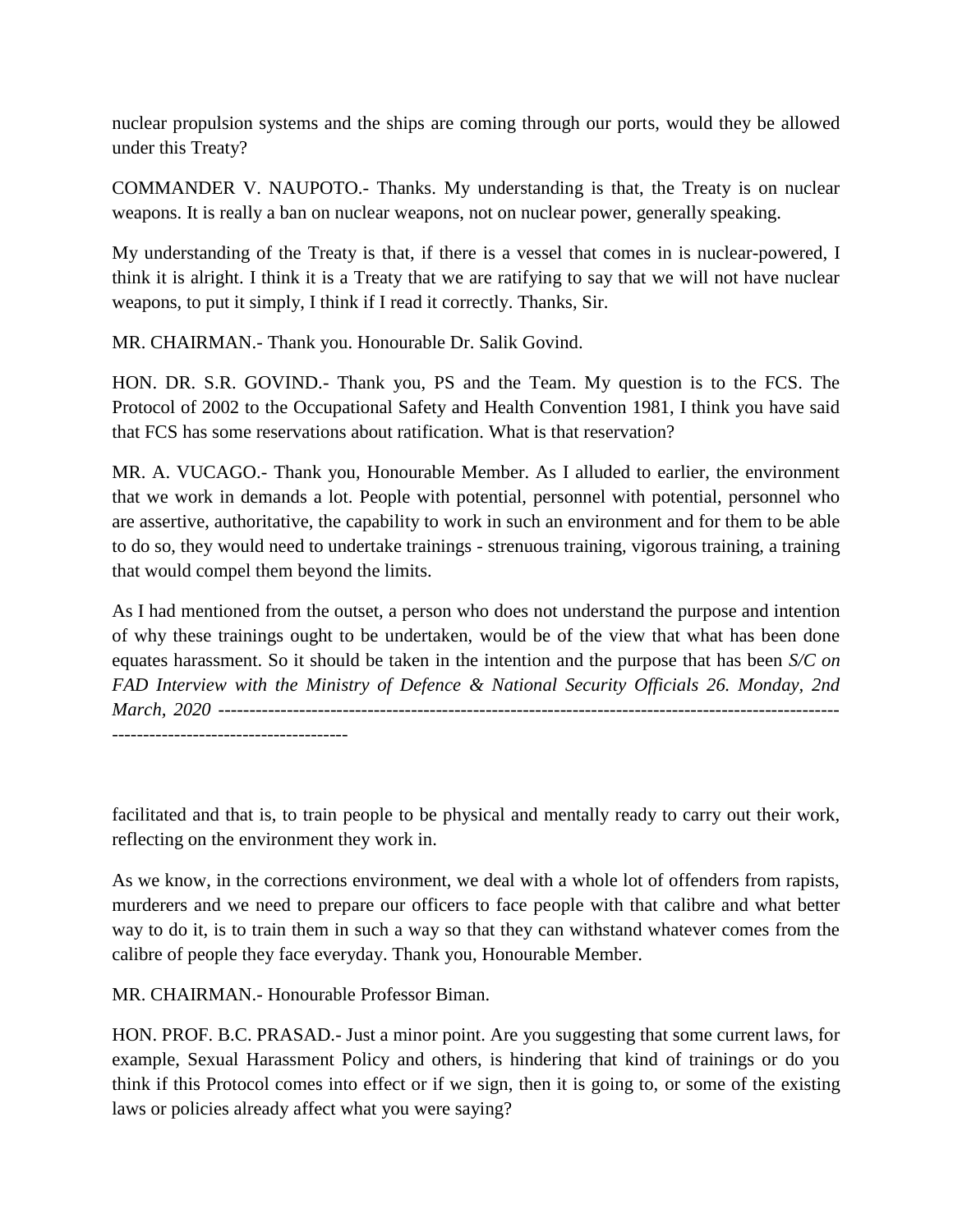nuclear propulsion systems and the ships are coming through our ports, would they be allowed under this Treaty?

COMMANDER V. NAUPOTO.- Thanks. My understanding is that, the Treaty is on nuclear weapons. It is really a ban on nuclear weapons, not on nuclear power, generally speaking.

My understanding of the Treaty is that, if there is a vessel that comes in is nuclear-powered, I think it is alright. I think it is a Treaty that we are ratifying to say that we will not have nuclear weapons, to put it simply, I think if I read it correctly. Thanks, Sir.

MR. CHAIRMAN.- Thank you. Honourable Dr. Salik Govind.

HON. DR. S.R. GOVIND.- Thank you, PS and the Team. My question is to the FCS. The Protocol of 2002 to the Occupational Safety and Health Convention 1981, I think you have said that FCS has some reservations about ratification. What is that reservation?

MR. A. VUCAGO.- Thank you, Honourable Member. As I alluded to earlier, the environment that we work in demands a lot. People with potential, personnel with potential, personnel who are assertive, authoritative, the capability to work in such an environment and for them to be able to do so, they would need to undertake trainings - strenuous training, vigorous training, a training that would compel them beyond the limits.

As I had mentioned from the outset, a person who does not understand the purpose and intention of why these trainings ought to be undertaken, would be of the view that what has been done equates harassment. So it should be taken in the intention and the purpose that has been facilitated and that is, to train people to be physical and mentally ready to carry out their work, reflecting on the environment they work in.

As we know, in the corrections environment, we deal with a whole lot of offenders from rapists, murderers and we need to prepare our officers to face people with that calibre and what better way to do it, is to train them in such a way so that they can withstand whatever comes from the calibre of people they face everyday. Thank you, Honourable Member.

MR. CHAIRMAN.- Honourable Professor Biman.

HON. PROF. B.C. PRASAD.- Just a minor point. Are you suggesting that some current laws, for example, Sexual Harassment Policy and others, is hindering that kind of trainings or do you think if this Protocol comes into effect or if we sign, then it is going to, or some of the existing laws or policies already affect what you were saying?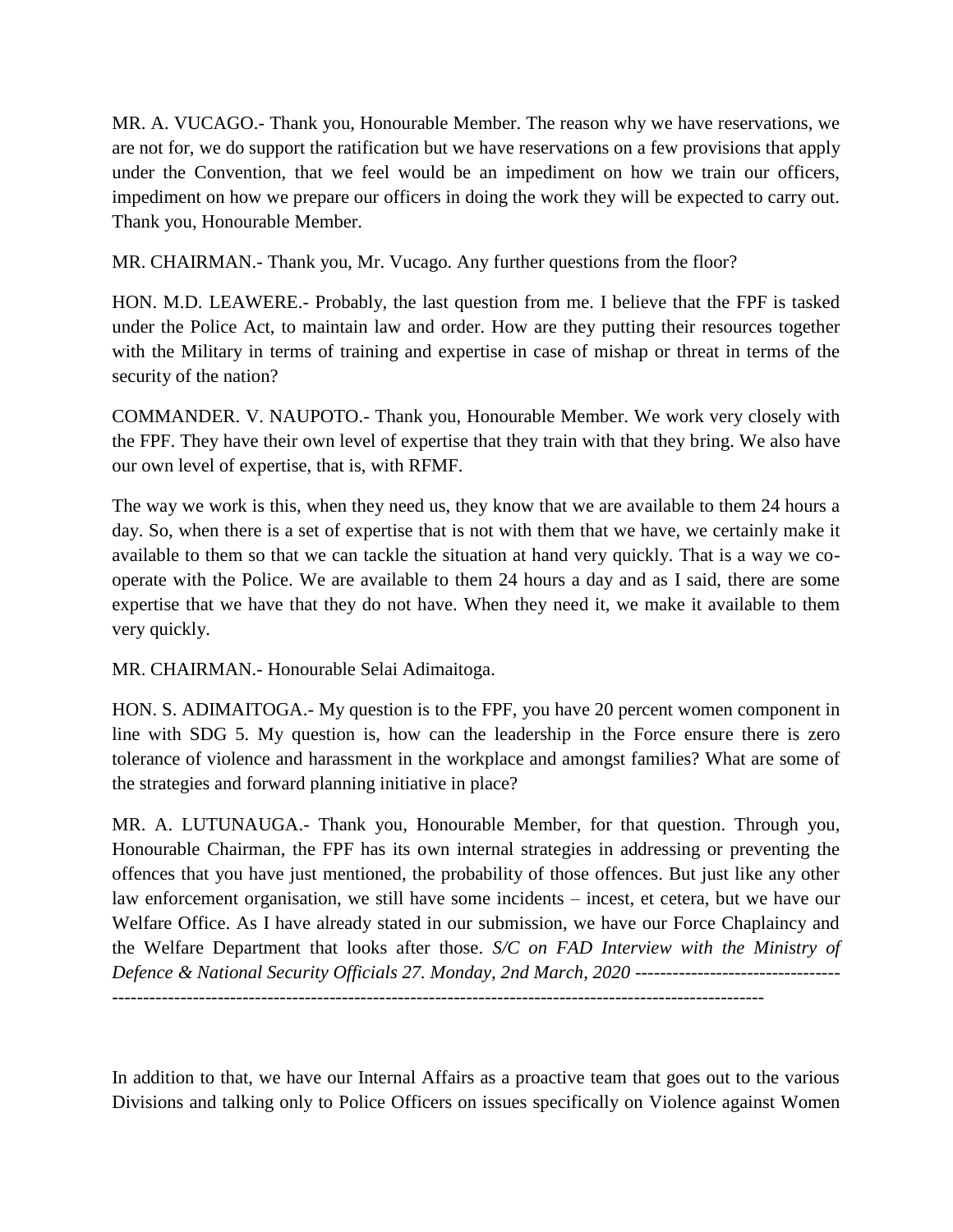MR. A. VUCAGO.- Thank you, Honourable Member. The reason why we have reservations, we are not for, we do support the ratification but we have reservations on a few provisions that apply under the Convention, that we feel would be an impediment on how we train our officers, impediment on how we prepare our officers in doing the work they will be expected to carry out. Thank you, Honourable Member.

MR. CHAIRMAN.- Thank you, Mr. Vucago. Any further questions from the floor?

HON. M.D. LEAWERE.- Probably, the last question from me. I believe that the FPF is tasked under the Police Act, to maintain law and order. How are they putting their resources together with the Military in terms of training and expertise in case of mishap or threat in terms of the security of the nation?

COMMANDER. V. NAUPOTO.- Thank you, Honourable Member. We work very closely with the FPF. They have their own level of expertise that they train with that they bring. We also have our own level of expertise, that is, with RFMF.

The way we work is this, when they need us, they know that we are available to them 24 hours a day. So, when there is a set of expertise that is not with them that we have, we certainly make it available to them so that we can tackle the situation at hand very quickly. That is a way we co-operate with the Police. We are available to them 24 hours a day and as I said, there are some expertise that we have that they do not have. When they need it, we make it available to them very quickly.

MR. CHAIRMAN.- Honourable Selai Adimaitoga.

HON. S. ADIMAITOGA.- My question is to the FPF, you have 20 percent women component in line with SDG 5. My question is, how can the leadership in the Force ensure there is zero tolerance of violence and harassment in the workplace and amongst families? What are some of the strategies and forward planning initiative in place?

MR. A. LUTUNAUGA.- Thank you, Honourable Member, for that question. Through you, Honourable Chairman, the FPF has its own internal strategies in addressing or preventing the offences that you have just mentioned, the probability of those offences. But just like any other law enforcement organisation, we still have some incidents – incest, et cetera, but we have our Welfare Office. As I have already stated in our submission, we have our Force Chaplaincy and the Welfare Department that looks after those.

In addition to that, we have our Internal Affairs as a proactive team that goes out to the various Divisions and talking only to Police Officers on issues specifically on Violence against Women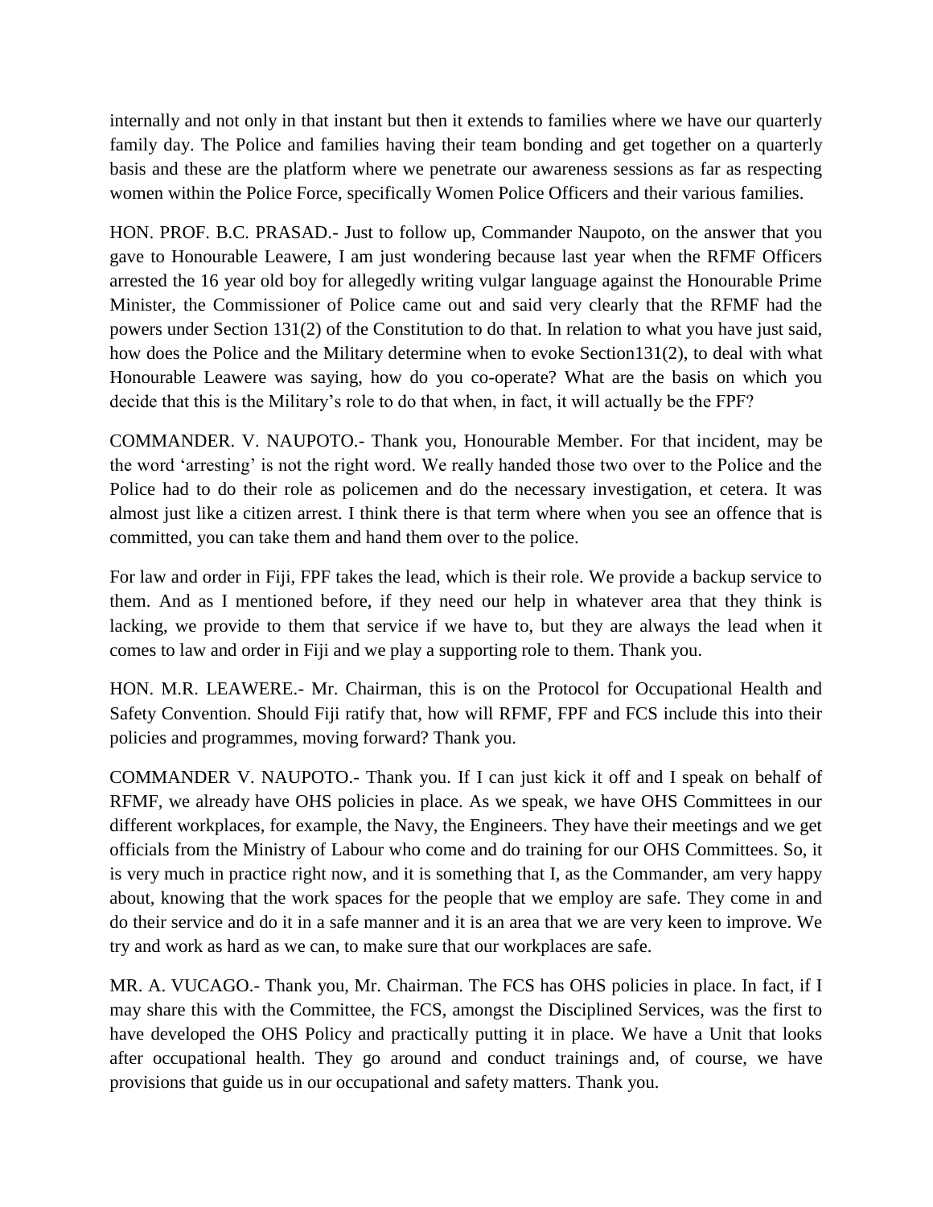internally and not only in that instant but then it extends to families where we have our quarterly family day. The Police and families having their team bonding and get together on a quarterly basis and these are the platform where we penetrate our awareness sessions as far as respecting women within the Police Force, specifically Women Police Officers and their various families.

HON. PROF. B.C. PRASAD.- Just to follow up, Commander Naupoto, on the answer that you gave to Honourable Leawere, I am just wondering because last year when the RFMF Officers arrested the 16 year old boy for allegedly writing vulgar language against the Honourable Prime Minister, the Commissioner of Police came out and said very clearly that the RFMF had the powers under Section 131(2) of the Constitution to do that. In relation to what you have just said, how does the Police and the Military determine when to evoke Section131(2), to deal with what Honourable Leawere was saying, how do you co-operate? What are the basis on which you decide that this is the Military's role to do that when, in fact, it will actually be the FPF?

COMMANDER. V. NAUPOTO.- Thank you, Honourable Member. For that incident, may be the word 'arresting' is not the right word. We really handed those two over to the Police and the Police had to do their role as policemen and do the necessary investigation, et cetera. It was almost just like a citizen arrest. I think there is that term where when you see an offence that is committed, you can take them and hand them over to the police.

For law and order in Fiji, FPF takes the lead, which is their role. We provide a backup service to them. And as I mentioned before, if they need our help in whatever area that they think is lacking, we provide to them that service if we have to, but they are always the lead when it comes to law and order in Fiji and we play a supporting role to them. Thank you.

HON. M.R. LEAWERE.- Mr. Chairman, this is on the Protocol for Occupational Health and Safety Convention. Should Fiji ratify that, how will RFMF, FPF and FCS include this into their policies and programmes, moving forward? Thank you.

COMMANDER V. NAUPOTO.- Thank you. If I can just kick it off and I speak on behalf of RFMF, we already have OHS policies in place. As we speak, we have OHS Committees in our different workplaces, for example, the Navy, the Engineers. They have their meetings and we get officials from the Ministry of Labour who come and do training for our OHS Committees. So, it is very much in practice right now, and it is something that I, as the Commander, am very happy about, knowing that the work spaces for the people that we employ are safe. They come in and do their service and do it in a safe manner and it is an area that we are very keen to improve. We try and work as hard as we can, to make sure that our workplaces are safe.

MR. A. VUCAGO.- Thank you, Mr. Chairman. The FCS has OHS policies in place. In fact, if I may share this with the Committee, the FCS, amongst the Disciplined Services, was the first to have developed the OHS Policy and practically putting it in place. We have a Unit that looks after occupational health. They go around and conduct trainings and, of course, we have provisions that guide us in our occupational and safety matters. Thank you.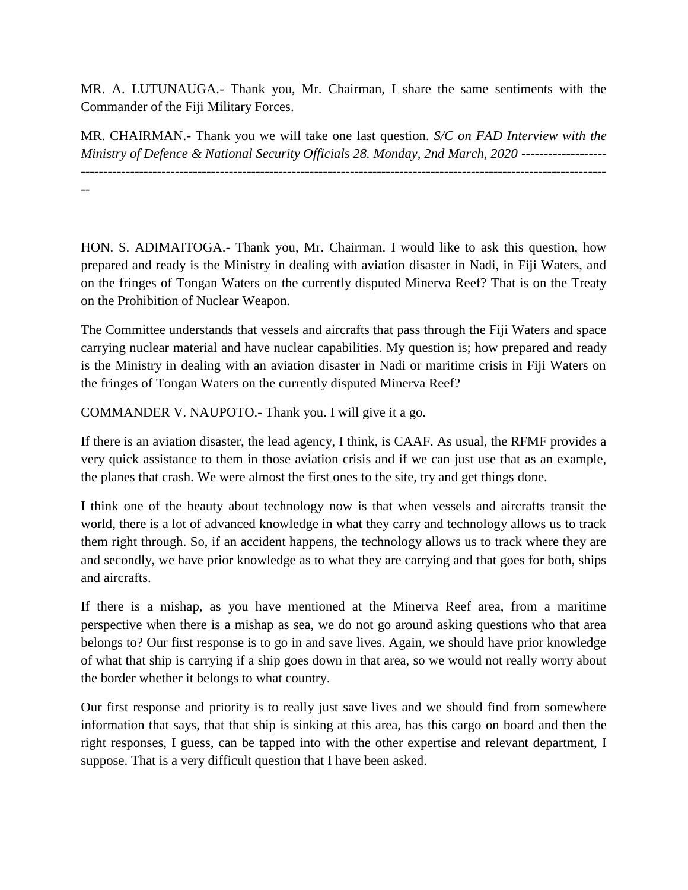MR. A. LUTUNAUGA.- Thank you, Mr. Chairman, I share the same sentiments with the Commander of the Fiji Military Forces.

MR. CHAIRMAN.- Thank you we will take one last question.

HON. S. ADIMAITOGA.- Thank you, Mr. Chairman. I would like to ask this question, how prepared and ready is the Ministry in dealing with aviation disaster in Nadi, in Fiji Waters, and on the fringes of Tongan Waters on the currently disputed Minerva Reef? That is on the Treaty on the Prohibition of Nuclear Weapon.

The Committee understands that vessels and aircrafts that pass through the Fiji Waters and space carrying nuclear material and have nuclear capabilities. My question is; how prepared and ready is the Ministry in dealing with an aviation disaster in Nadi or maritime crisis in Fiji Waters on the fringes of Tongan Waters on the currently disputed Minerva Reef?

COMMANDER V. NAUPOTO.- Thank you. I will give it a go.

If there is an aviation disaster, the lead agency, I think, is CAAF. As usual, the RFMF provides a very quick assistance to them in those aviation crisis and if we can just use that as an example, the planes that crash. We were almost the first ones to the site, try and get things done.

I think one of the beauty about technology now is that when vessels and aircrafts transit the world, there is a lot of advanced knowledge in what they carry and technology allows us to track them right through. So, if an accident happens, the technology allows us to track where they are and secondly, we have prior knowledge as to what they are carrying and that goes for both, ships and aircrafts.

If there is a mishap, as you have mentioned at the Minerva Reef area, from a maritime perspective when there is a mishap as sea, we do not go around asking questions who that area belongs to? Our first response is to go in and save lives. Again, we should have prior knowledge of what that ship is carrying if a ship goes down in that area, so we would not really worry about the border whether it belongs to what country.

Our first response and priority is to really just save lives and we should find from somewhere information that says, that that ship is sinking at this area, has this cargo on board and then the right responses, I guess, can be tapped into with the other expertise and relevant department, I suppose. That is a very difficult question that I have been asked.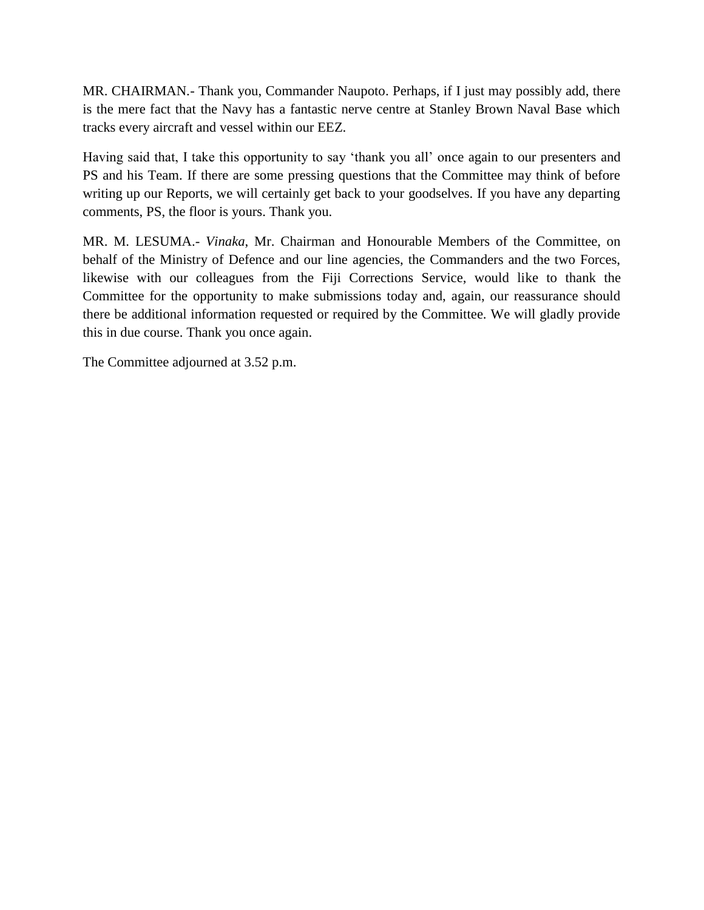MR. CHAIRMAN.- Thank you, Commander Naupoto. Perhaps, if I just may possibly add, there is the mere fact that the Navy has a fantastic nerve centre at Stanley Brown Naval Base which tracks every aircraft and vessel within our EEZ.

Having said that, I take this opportunity to say 'thank you all' once again to our presenters and PS and his Team. If there are some pressing questions that the Committee may think of before writing up our Reports, we will certainly get back to your goodselves. If you have any departing comments, PS, the floor is yours. Thank you.

MR. M. LESUMA.- *Vinaka*, Mr. Chairman and Honourable Members of the Committee, on behalf of the Ministry of Defence and our line agencies, the Commanders and the two Forces, likewise with our colleagues from the Fiji Corrections Service, would like to thank the Committee for the opportunity to make submissions today and, again, our reassurance should there be additional information requested or required by the Committee. We will gladly provide this in due course. Thank you once again.

The Committee adjourned at 3.52 p.m.